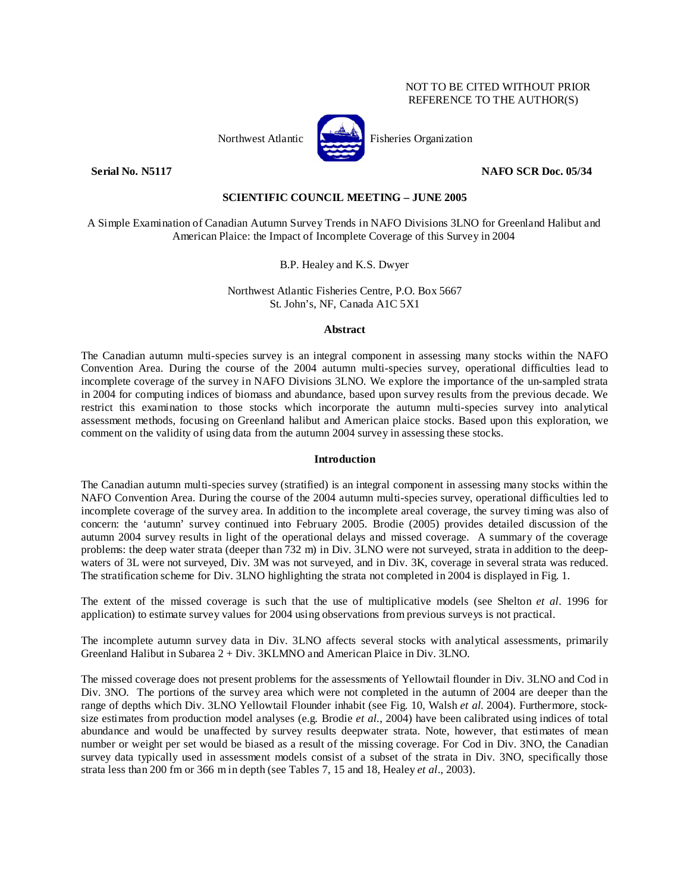NOT TO BE CITED WITHOUT PRIOR REFERENCE TO THE AUTHOR(S)

Northwest Atlantic Fisheries Organization

**Serial No. N5117** **NAFO SCR Doc. 05/34**

**SCIENTIFIC COUNCIL MEETING – JUNE 2005**

A Simple Examination of Canadian Autumn Survey Trends in NAFO Divisions 3LNO for Greenland Halibut and American Plaice: the Impact of Incomplete Coverage of this Survey in 2004

B.P. Healey and K.S. Dwyer

Northwest Atlantic Fisheries Centre, P.O. Box 5667
St. John's, NF, Canada A1C 5X1

## Abstract

The Canadian autumn multi-species survey is an integral component in assessing many stocks within the NAFO Convention Area. During the course of the 2004 autumn multi-species survey, operational difficulties lead to incomplete coverage of the survey in NAFO Divisions 3LNO. We explore the importance of the un-sampled strata in 2004 for computing indices of biomass and abundance, based upon survey results from the previous decade. We restrict this examination to those stocks which incorporate the autumn multi-species survey into analytical assessment methods, focusing on Greenland halibut and American plaice stocks. Based upon this exploration, we comment on the validity of using data from the autumn 2004 survey in assessing these stocks.

## Introduction

The Canadian autumn multi-species survey (stratified) is an integral component in assessing many stocks within the NAFO Convention Area. During the course of the 2004 autumn multi-species survey, operational difficulties led to incomplete coverage of the survey area. In addition to the incomplete areal coverage, the survey timing was also of concern: the 'autumn' survey continued into February 2005. Brodie (2005) provides detailed discussion of the autumn 2004 survey results in light of the operational delays and missed coverage. A summary of the coverage problems: the deep water strata (deeper than 732 m) in Div. 3LNO were not surveyed, strata in addition to the deep-waters of 3L were not surveyed, Div. 3M was not surveyed, and in Div. 3K, coverage in several strata was reduced. The stratification scheme for Div. 3LNO highlighting the strata not completed in 2004 is displayed in Fig. 1.

The extent of the missed coverage is such that the use of multiplicative models (see Shelton *et al*. 1996 for application) to estimate survey values for 2004 using observations from previous surveys is not practical.

The incomplete autumn survey data in Div. 3LNO affects several stocks with analytical assessments, primarily Greenland Halibut in Subarea 2 + Div. 3KLMNO and American Plaice in Div. 3LNO.

The missed coverage does not present problems for the assessments of Yellowtail flounder in Div. 3LNO and Cod in Div. 3NO. The portions of the survey area which were not completed in the autumn of 2004 are deeper than the range of depths which Div. 3LNO Yellowtail Flounder inhabit (see Fig. 10, Walsh *et al*. 2004). Furthermore, stock-size estimates from production model analyses (e.g. Brodie *et al*., 2004) have been calibrated using indices of total abundance and would be unaffected by survey results deepwater strata. Note, however, that estimates of mean number or weight per set would be biased as a result of the missing coverage. For Cod in Div. 3NO, the Canadian survey data typically used in assessment models consist of a subset of the strata in Div. 3NO, specifically those strata less than 200 fm or 366 m in depth (see Tables 7, 15 and 18, Healey *et al*., 2003).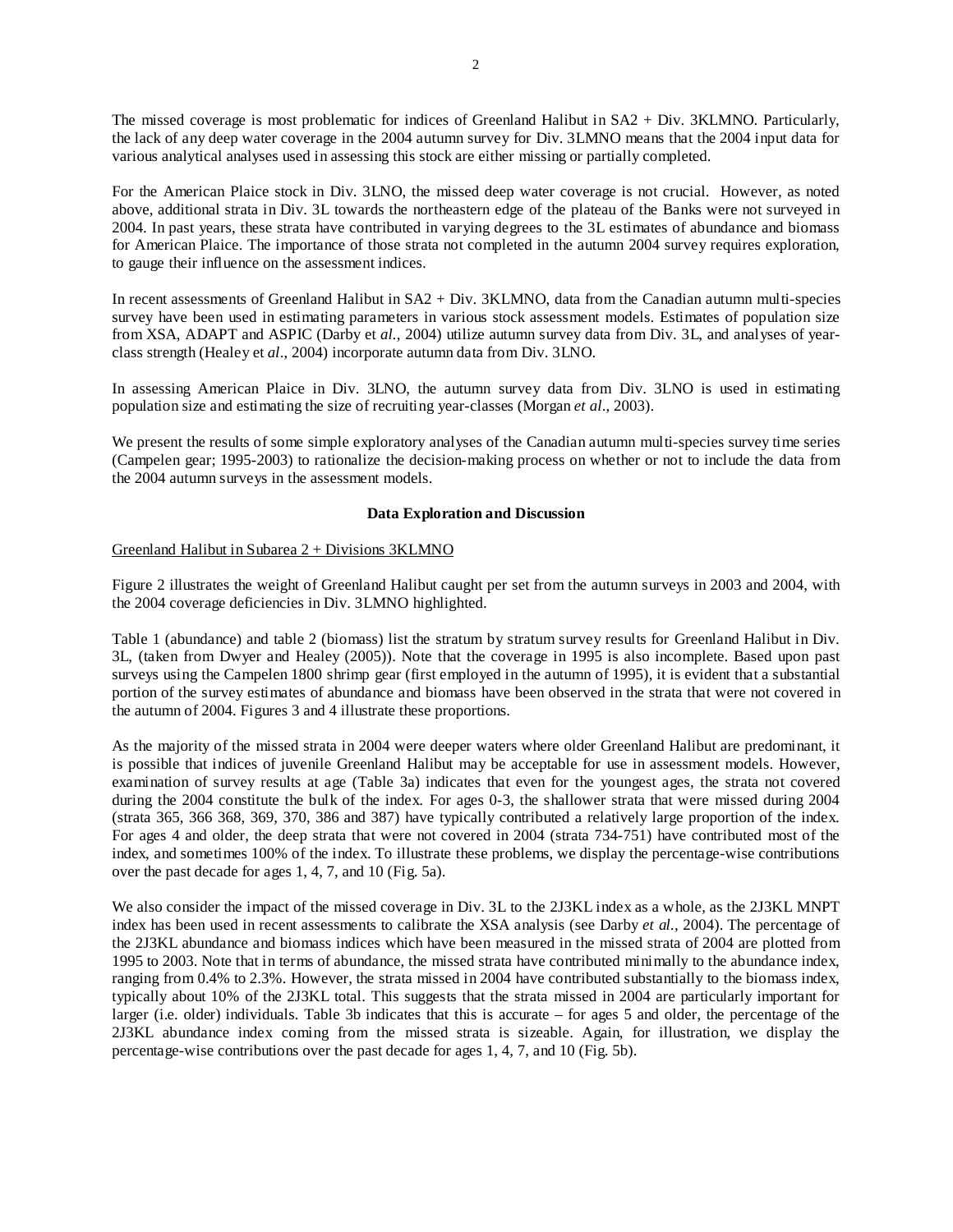The missed coverage is most problematic for indices of Greenland Halibut in SA2 + Div. 3KLMNO. Particularly, the lack of any deep water coverage in the 2004 autumn survey for Div. 3LMNO means that the 2004 input data for various analytical analyses used in assessing this stock are either missing or partially completed.

For the American Plaice stock in Div. 3LNO, the missed deep water coverage is not crucial. However, as noted above, additional strata in Div. 3L towards the northeastern edge of the plateau of the Banks were not surveyed in 2004. In past years, these strata have contributed in varying degrees to the 3L estimates of abundance and biomass for American Plaice. The importance of those strata not completed in the autumn 2004 survey requires exploration, to gauge their influence on the assessment indices.

In recent assessments of Greenland Halibut in SA2 + Div. 3KLMNO, data from the Canadian autumn multi-species survey have been used in estimating parameters in various stock assessment models. Estimates of population size from XSA, ADAPT and ASPIC (Darby et *al*., 2004) utilize autumn survey data from Div. 3L, and analyses of year-class strength (Healey et *al*., 2004) incorporate autumn data from Div. 3LNO.

In assessing American Plaice in Div. 3LNO, the autumn survey data from Div. 3LNO is used in estimating population size and estimating the size of recruiting year-classes (Morgan *et al*., 2003).

We present the results of some simple exploratory analyses of the Canadian autumn multi-species survey time series (Campelen gear; 1995-2003) to rationalize the decision-making process on whether or not to include the data from the 2004 autumn surveys in the assessment models.

## Data Exploration and Discussion

Greenland Halibut in Subarea 2 + Divisions 3KLMNO

Figure 2 illustrates the weight of Greenland Halibut caught per set from the autumn surveys in 2003 and 2004, with the 2004 coverage deficiencies in Div. 3LMNO highlighted.

Table 1 (abundance) and table 2 (biomass) list the stratum by stratum survey results for Greenland Halibut in Div. 3L, (taken from Dwyer and Healey (2005)). Note that the coverage in 1995 is also incomplete. Based upon past surveys using the Campelen 1800 shrimp gear (first employed in the autumn of 1995), it is evident that a substantial portion of the survey estimates of abundance and biomass have been observed in the strata that were not covered in the autumn of 2004. Figures 3 and 4 illustrate these proportions.

As the majority of the missed strata in 2004 were deeper waters where older Greenland Halibut are predominant, it is possible that indices of juvenile Greenland Halibut may be acceptable for use in assessment models. However, examination of survey results at age (Table 3a) indicates that even for the youngest ages, the strata not covered during the 2004 constitute the bulk of the index. For ages 0-3, the shallower strata that were missed during 2004 (strata 365, 366 368, 369, 370, 386 and 387) have typically contributed a relatively large proportion of the index. For ages 4 and older, the deep strata that were not covered in 2004 (strata 734-751) have contributed most of the index, and sometimes 100% of the index. To illustrate these problems, we display the percentage-wise contributions over the past decade for ages 1, 4, 7, and 10 (Fig. 5a).

We also consider the impact of the missed coverage in Div. 3L to the 2J3KL index as a whole, as the 2J3KL MNPT index has been used in recent assessments to calibrate the XSA analysis (see Darby *et al*., 2004). The percentage of the 2J3KL abundance and biomass indices which have been measured in the missed strata of 2004 are plotted from 1995 to 2003. Note that in terms of abundance, the missed strata have contributed minimally to the abundance index, ranging from 0.4% to 2.3%. However, the strata missed in 2004 have contributed substantially to the biomass index, typically about 10% of the 2J3KL total. This suggests that the strata missed in 2004 are particularly important for larger (i.e. older) individuals. Table 3b indicates that this is accurate – for ages 5 and older, the percentage of the 2J3KL abundance index coming from the missed strata is sizeable. Again, for illustration, we display the percentage-wise contributions over the past decade for ages 1, 4, 7, and 10 (Fig. 5b).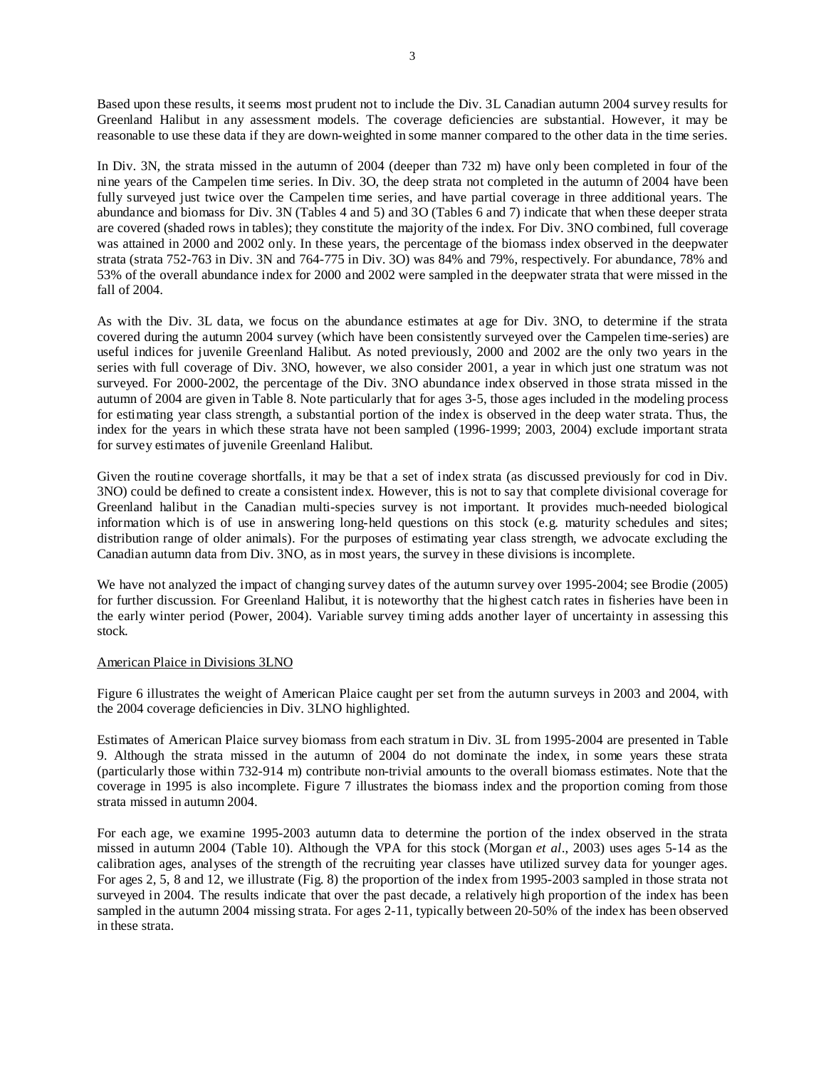Based upon these results, it seems most prudent not to include the Div. 3L Canadian autumn 2004 survey results for Greenland Halibut in any assessment models. The coverage deficiencies are substantial. However, it may be reasonable to use these data if they are down-weighted in some manner compared to the other data in the time series.

In Div. 3N, the strata missed in the autumn of 2004 (deeper than 732 m) have only been completed in four of the nine years of the Campelen time series. In Div. 3O, the deep strata not completed in the autumn of 2004 have been fully surveyed just twice over the Campelen time series, and have partial coverage in three additional years. The abundance and biomass for Div. 3N (Tables 4 and 5) and 3O (Tables 6 and 7) indicate that when these deeper strata are covered (shaded rows in tables); they constitute the majority of the index. For Div. 3NO combined, full coverage was attained in 2000 and 2002 only. In these years, the percentage of the biomass index observed in the deepwater strata (strata 752-763 in Div. 3N and 764-775 in Div. 3O) was 84% and 79%, respectively. For abundance, 78% and 53% of the overall abundance index for 2000 and 2002 were sampled in the deepwater strata that were missed in the fall of 2004.

As with the Div. 3L data, we focus on the abundance estimates at age for Div. 3NO, to determine if the strata covered during the autumn 2004 survey (which have been consistently surveyed over the Campelen time-series) are useful indices for juvenile Greenland Halibut. As noted previously, 2000 and 2002 are the only two years in the series with full coverage of Div. 3NO, however, we also consider 2001, a year in which just one stratum was not surveyed. For 2000-2002, the percentage of the Div. 3NO abundance index observed in those strata missed in the autumn of 2004 are given in Table 8. Note particularly that for ages 3-5, those ages included in the modeling process for estimating year class strength, a substantial portion of the index is observed in the deep water strata. Thus, the index for the years in which these strata have not been sampled (1996-1999; 2003, 2004) exclude important strata for survey estimates of juvenile Greenland Halibut.

Given the routine coverage shortfalls, it may be that a set of index strata (as discussed previously for cod in Div. 3NO) could be defined to create a consistent index. However, this is not to say that complete divisional coverage for Greenland halibut in the Canadian multi-species survey is not important. It provides much-needed biological information which is of use in answering long-held questions on this stock (e.g. maturity schedules and sites; distribution range of older animals). For the purposes of estimating year class strength, we advocate excluding the Canadian autumn data from Div. 3NO, as in most years, the survey in these divisions is incomplete.

We have not analyzed the impact of changing survey dates of the autumn survey over 1995-2004; see Brodie (2005) for further discussion. For Greenland Halibut, it is noteworthy that the highest catch rates in fisheries have been in the early winter period (Power, 2004). Variable survey timing adds another layer of uncertainty in assessing this stock.

## American Plaice in Divisions 3LNO

Figure 6 illustrates the weight of American Plaice caught per set from the autumn surveys in 2003 and 2004, with the 2004 coverage deficiencies in Div. 3LNO highlighted.

Estimates of American Plaice survey biomass from each stratum in Div. 3L from 1995-2004 are presented in Table 9. Although the strata missed in the autumn of 2004 do not dominate the index, in some years these strata (particularly those within 732-914 m) contribute non-trivial amounts to the overall biomass estimates. Note that the coverage in 1995 is also incomplete. Figure 7 illustrates the biomass index and the proportion coming from those strata missed in autumn 2004.

For each age, we examine 1995-2003 autumn data to determine the portion of the index observed in the strata missed in autumn 2004 (Table 10). Although the VPA for this stock (Morgan *et al*., 2003) uses ages 5-14 as the calibration ages, analyses of the strength of the recruiting year classes have utilized survey data for younger ages. For ages 2, 5, 8 and 12, we illustrate (Fig. 8) the proportion of the index from 1995-2003 sampled in those strata not surveyed in 2004. The results indicate that over the past decade, a relatively high proportion of the index has been sampled in the autumn 2004 missing strata. For ages 2-11, typically between 20-50% of the index has been observed in these strata.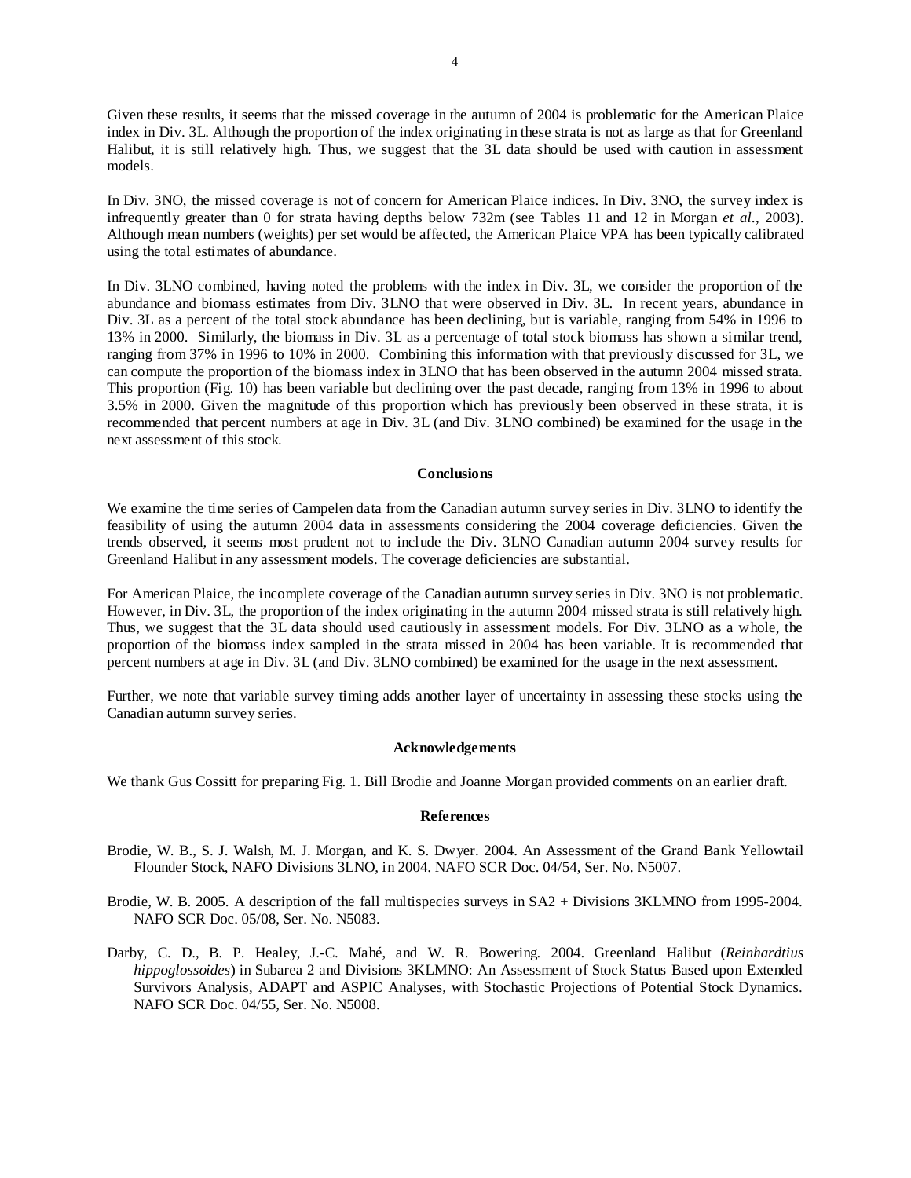Given these results, it seems that the missed coverage in the autumn of 2004 is problematic for the American Plaice index in Div. 3L. Although the proportion of the index originating in these strata is not as large as that for Greenland Halibut, it is still relatively high. Thus, we suggest that the 3L data should be used with caution in assessment models.

In Div. 3NO, the missed coverage is not of concern for American Plaice indices. In Div. 3NO, the survey index is infrequently greater than 0 for strata having depths below 732m (see Tables 11 and 12 in Morgan *et al.*, 2003). Although mean numbers (weights) per set would be affected, the American Plaice VPA has been typically calibrated using the total estimates of abundance.

In Div. 3LNO combined, having noted the problems with the index in Div. 3L, we consider the proportion of the abundance and biomass estimates from Div. 3LNO that were observed in Div. 3L. In recent years, abundance in Div. 3L as a percent of the total stock abundance has been declining, but is variable, ranging from 54% in 1996 to 13% in 2000. Similarly, the biomass in Div. 3L as a percentage of total stock biomass has shown a similar trend, ranging from 37% in 1996 to 10% in 2000. Combining this information with that previously discussed for 3L, we can compute the proportion of the biomass index in 3LNO that has been observed in the autumn 2004 missed strata. This proportion (Fig. 10) has been variable but declining over the past decade, ranging from 13% in 1996 to about 3.5% in 2000. Given the magnitude of this proportion which has previously been observed in these strata, it is recommended that percent numbers at age in Div. 3L (and Div. 3LNO combined) be examined for the usage in the next assessment of this stock.

## Conclusions

We examine the time series of Campelen data from the Canadian autumn survey series in Div. 3LNO to identify the feasibility of using the autumn 2004 data in assessments considering the 2004 coverage deficiencies. Given the trends observed, it seems most prudent not to include the Div. 3LNO Canadian autumn 2004 survey results for Greenland Halibut in any assessment models. The coverage deficiencies are substantial.

For American Plaice, the incomplete coverage of the Canadian autumn survey series in Div. 3NO is not problematic. However, in Div. 3L, the proportion of the index originating in the autumn 2004 missed strata is still relatively high. Thus, we suggest that the 3L data should used cautiously in assessment models. For Div. 3LNO as a whole, the proportion of the biomass index sampled in the strata missed in 2004 has been variable. It is recommended that percent numbers at age in Div. 3L (and Div. 3LNO combined) be examined for the usage in the next assessment.

Further, we note that variable survey timing adds another layer of uncertainty in assessing these stocks using the Canadian autumn survey series.

## Acknowledgements

We thank Gus Cossitt for preparing Fig. 1. Bill Brodie and Joanne Morgan provided comments on an earlier draft.

## References

Brodie, W. B., S. J. Walsh, M. J. Morgan, and K. S. Dwyer. 2004. An Assessment of the Grand Bank Yellowtail Flounder Stock, NAFO Divisions 3LNO, in 2004. NAFO SCR Doc. 04/54, Ser. No. N5007.

Brodie, W. B. 2005. A description of the fall multispecies surveys in SA2 + Divisions 3KLMNO from 1995-2004. NAFO SCR Doc. 05/08, Ser. No. N5083.

Darby, C. D., B. P. Healey, J.-C. Mahé, and W. R. Bowering. 2004. Greenland Halibut (*Reinhardtius hippoglossoides*) in Subarea 2 and Divisions 3KLMNO: An Assessment of Stock Status Based upon Extended Survivors Analysis, ADAPT and ASPIC Analyses, with Stochastic Projections of Potential Stock Dynamics. NAFO SCR Doc. 04/55, Ser. No. N5008.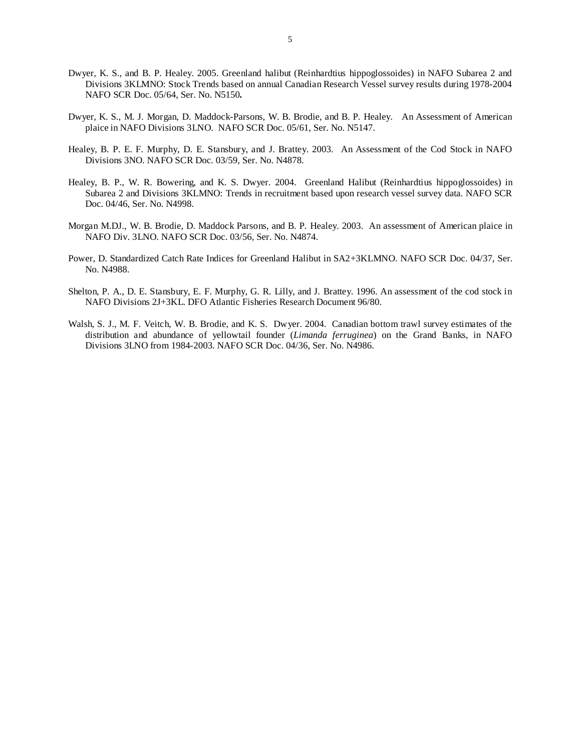Dwyer, K. S., and B. P. Healey. 2005. Greenland halibut (Reinhardtius hippoglossoides) in NAFO Subarea 2 and Divisions 3KLMNO: Stock Trends based on annual Canadian Research Vessel survey results during 1978-2004 NAFO SCR Doc. 05/64, Ser. No. N5150**.**

Dwyer, K. S., M. J. Morgan, D. Maddock-Parsons, W. B. Brodie, and B. P. Healey. An Assessment of American plaice in NAFO Divisions 3LNO. NAFO SCR Doc. 05/61, Ser. No. N5147.

Healey, B. P. E. F. Murphy, D. E. Stansbury, and J. Brattey. 2003. An Assessment of the Cod Stock in NAFO Divisions 3NO. NAFO SCR Doc. 03/59, Ser. No. N4878.

Healey, B. P., W. R. Bowering, and K. S. Dwyer. 2004. Greenland Halibut (Reinhardtius hippoglossoides) in Subarea 2 and Divisions 3KLMNO: Trends in recruitment based upon research vessel survey data. NAFO SCR Doc. 04/46, Ser. No. N4998.

Morgan M.DJ., W. B. Brodie, D. Maddock Parsons, and B. P. Healey. 2003. An assessment of American plaice in NAFO Div. 3LNO. NAFO SCR Doc. 03/56, Ser. No. N4874.

Power, D. Standardized Catch Rate Indices for Greenland Halibut in SA2+3KLMNO. NAFO SCR Doc. 04/37, Ser. No. N4988.

Shelton, P. A., D. E. Stansbury, E. F. Murphy, G. R. Lilly, and J. Brattey. 1996. An assessment of the cod stock in NAFO Divisions 2J+3KL. DFO Atlantic Fisheries Research Document 96/80.

Walsh, S. J., M. F. Veitch, W. B. Brodie, and K. S. Dwyer. 2004. Canadian bottom trawl survey estimates of the distribution and abundance of yellowtail founder (*Limanda ferruginea*) on the Grand Banks, in NAFO Divisions 3LNO from 1984-2003. NAFO SCR Doc. 04/36, Ser. No. N4986.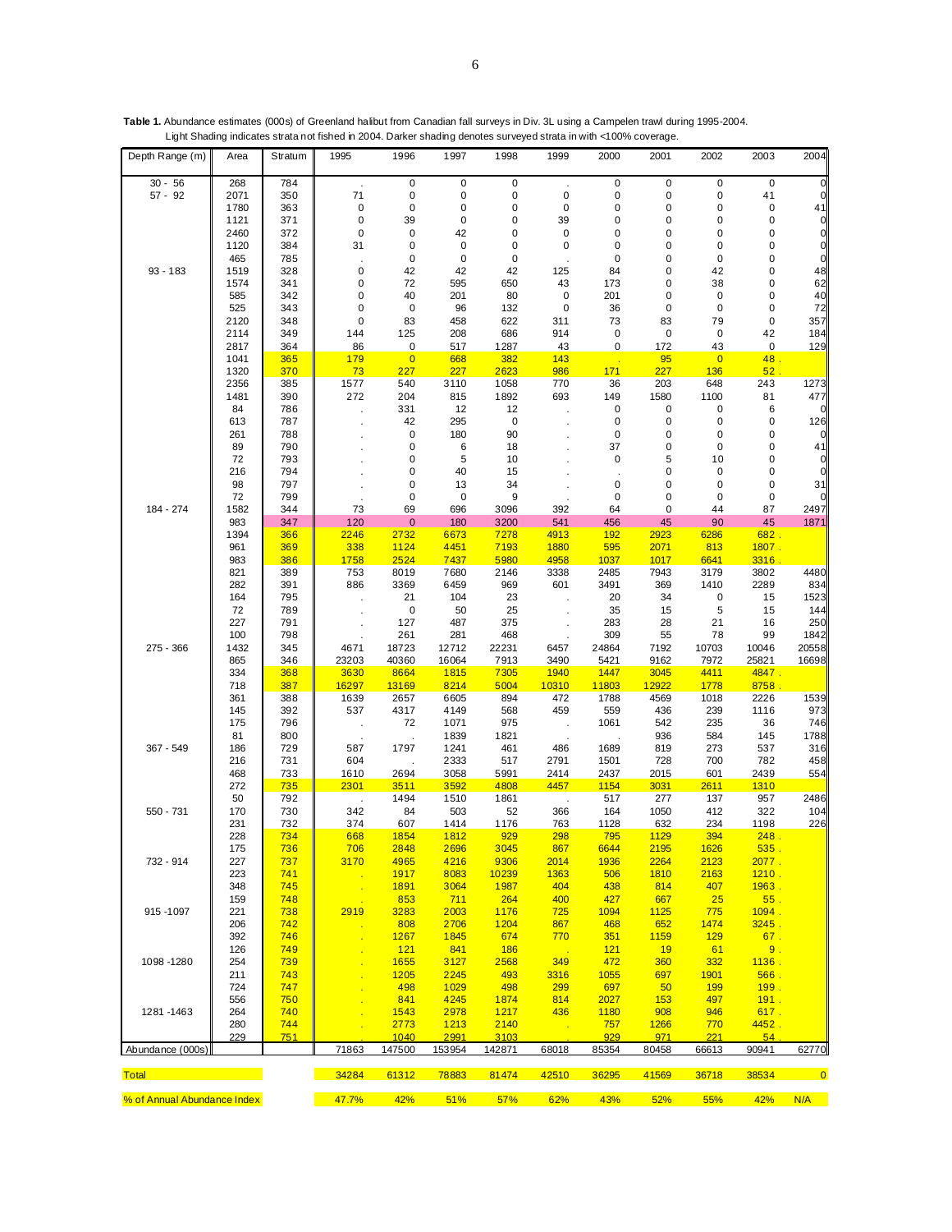**Table 1.** Abundance estimates (000s) of Greenland halibut from Canadian fall surveys in Div. 3L using a Campelen trawl during 1995-2004. Light Shading indicates strata not fished in 2004. Darker shading denotes surveyed strata in with <100% coverage.

| Depth Range (m) | Area | Stratum | 1995 | 1996 | 1997 | 1998 | 1999 | 2000 | 2001 | 2002 | 2003 | 2004 |
|---|---|---|---|---|---|---|---|---|---|---|---|---|
| 30 - 56 | 268 | 784 | . | 0 | 0 | 0 | . | 0 | 0 | 0 | 0 | 0 |
| 57 - 92 | 2071 | 350 | 71 | 0 | 0 | 0 | 0 | 0 | 0 | 0 | 41 | 0 |
| | 1780 | 363 | 0 | 0 | 0 | 0 | 0 | 0 | 0 | 0 | 0 | 41 |
| | 1121 | 371 | 0 | 39 | 0 | 0 | 39 | 0 | 0 | 0 | 0 | 0 |
| | 2460 | 372 | 0 | 0 | 42 | 0 | 0 | 0 | 0 | 0 | 0 | 0 |
| | 1120 | 384 | 31 | 0 | 0 | 0 | 0 | 0 | 0 | 0 | 0 | 0 |
| | 465 | 785 | . | 0 | 0 | 0 | . | 0 | 0 | 0 | 0 | 0 |
| 93 - 183 | 1519 | 328 | 0 | 42 | 42 | 42 | 125 | 84 | 0 | 42 | 0 | 48 |
| | 1574 | 341 | 0 | 72 | 595 | 650 | 43 | 173 | 0 | 38 | 0 | 62 |
| | 585 | 342 | 0 | 40 | 201 | 80 | 0 | 201 | 0 | 0 | 0 | 40 |
| | 525 | 343 | 0 | 0 | 96 | 132 | 0 | 36 | 0 | 0 | 0 | 72 |
| | 2120 | 348 | 0 | 83 | 458 | 622 | 311 | 73 | 83 | 79 | 0 | 357 |
| | 2114 | 349 | 144 | 125 | 208 | 686 | 914 | 0 | 0 | 0 | 42 | 184 |
| | 2817 | 364 | 86 | 0 | 517 | 1287 | 43 | 0 | 172 | 43 | 0 | 129 |
| | 1041 | 365 | 179 | 0 | 668 | 382 | 143 | . | 95 | 0 | 48 | . |
| | 1320 | 370 | 73 | 227 | 227 | 2623 | 986 | 171 | 227 | 136 | 52 | . |
| | 2356 | 385 | 1577 | 540 | 3110 | 1058 | 770 | 36 | 203 | 648 | 243 | 1273 |
| | 1481 | 390 | 272 | 204 | 815 | 1892 | 693 | 149 | 1580 | 1100 | 81 | 477 |
| | 84 | 786 | . | 331 | 12 | 12 | . | 0 | 0 | 0 | 6 | 0 |
| | 613 | 787 | . | 42 | 295 | 0 | . | 0 | 0 | 0 | 0 | 126 |
| | 261 | 788 | . | 0 | 180 | 90 | . | 0 | 0 | 0 | 0 | 0 |
| | 89 | 790 | . | 0 | 6 | 18 | . | 37 | 0 | 0 | 0 | 41 |
| | 72 | 793 | . | 0 | 5 | 10 | . | 0 | 5 | 10 | 0 | 0 |
| | 216 | 794 | . | 0 | 40 | 15 | . | . | 0 | 0 | 0 | 0 |
| | 98 | 797 | . | 0 | 13 | 34 | . | 0 | 0 | 0 | 0 | 31 |
| | 72 | 799 | . | 0 | 0 | 9 | . | 0 | 0 | 0 | 0 | 0 |
| 184 - 274 | 1582 | 344 | 73 | 69 | 696 | 3096 | 392 | 64 | 0 | 44 | 87 | 2497 |
| | 983 | 347 | 120 | 0 | 180 | 3200 | 541 | 456 | 45 | 90 | 45 | 1871 |
| | 1394 | 366 | 2246 | 2732 | 6673 | 7278 | 4913 | 192 | 2923 | 6286 | 682 | . |
| | 961 | 369 | 338 | 1124 | 4451 | 7193 | 1880 | 595 | 2071 | 813 | 1807 | . |
| | 983 | 386 | 1758 | 2524 | 7437 | 5980 | 4958 | 1037 | 1017 | 6641 | 3316 | . |
| | 821 | 389 | 753 | 8019 | 7680 | 2146 | 3338 | 2485 | 7943 | 3179 | 3802 | 4480 |
| | 282 | 391 | 886 | 3369 | 6459 | 969 | 601 | 3491 | 369 | 1410 | 2289 | 834 |
| | 164 | 795 | . | 21 | 104 | 23 | . | 20 | 34 | 0 | 15 | 1523 |
| | 72 | 789 | . | 0 | 50 | 25 | . | 35 | 15 | 5 | 15 | 144 |
| | 227 | 791 | . | 127 | 487 | 375 | . | 283 | 28 | 21 | 16 | 250 |
| | 100 | 798 | . | 261 | 281 | 468 | . | 309 | 55 | 78 | 99 | 1842 |
| 275 - 366 | 1432 | 345 | 4671 | 18723 | 12712 | 22231 | 6457 | 24864 | 7192 | 10703 | 10046 | 20558 |
| | 865 | 346 | 23203 | 40360 | 16064 | 7913 | 3490 | 5421 | 9162 | 7972 | 25821 | 16698 |
| | 334 | 368 | 3630 | 8664 | 1815 | 7305 | 1940 | 1447 | 3045 | 4411 | 4847 | . |
| | 718 | 387 | 16297 | 13169 | 8214 | 5004 | 10310 | 11803 | 12922 | 1778 | 8758 | . |
| | 361 | 388 | 1639 | 2657 | 6605 | 894 | 472 | 1788 | 4569 | 1018 | 2226 | 1539 |
| | 145 | 392 | 537 | 4317 | 4149 | 568 | 459 | 559 | 436 | 239 | 1116 | 973 |
| | 175 | 796 | . | 72 | 1071 | 975 | . | 1061 | 542 | 235 | 36 | 746 |
| | 81 | 800 | . | . | 1839 | 1821 | . | . | 936 | 584 | 145 | 1788 |
| 367 - 549 | 186 | 729 | 587 | 1797 | 1241 | 461 | 486 | 1689 | 819 | 273 | 537 | 316 |
| | 216 | 731 | 604 | . | 2333 | 517 | 2791 | 1501 | 728 | 700 | 782 | 458 |
| | 468 | 733 | 1610 | 2694 | 3058 | 5991 | 2414 | 2437 | 2015 | 601 | 2439 | 554 |
| | 272 | 735 | 2301 | 3511 | 3592 | 4808 | 4457 | 1154 | 3031 | 2611 | 1310 | |
| | 50 | 792 | . | 1494 | 1510 | 1861 | . | 517 | 277 | 137 | 957 | 2486 |
| 550 - 731 | 170 | 730 | 342 | 84 | 503 | 52 | 366 | 164 | 1050 | 412 | 322 | 104 |
| | 231 | 732 | 374 | 607 | 1414 | 1176 | 763 | 1128 | 632 | 234 | 1198 | 226 |
| | 228 | 734 | 668 | 1854 | 1812 | 929 | 298 | 795 | 1129 | 394 | 248 | . |
| | 175 | 736 | 706 | 2848 | 2696 | 3045 | 867 | 6644 | 2195 | 1626 | 535 | . |
| 732 - 914 | 227 | 737 | 3170 | 4965 | 4216 | 9306 | 2014 | 1936 | 2264 | 2123 | 2077 | . |
| | 223 | 741 | . | 1917 | 8083 | 10239 | 1363 | 506 | 1810 | 2163 | 1210 | . |
| | 348 | 745 | . | 1891 | 3064 | 1987 | 404 | 438 | 814 | 407 | 1963 | . |
| | 159 | 748 | . | 853 | 711 | 264 | 400 | 427 | 667 | 25 | 55 | . |
| 915 -1097 | 221 | 738 | 2919 | 3283 | 2003 | 1176 | 725 | 1094 | 1125 | 775 | 1094 | . |
| | 206 | 742 | . | 808 | 2706 | 1204 | 867 | 468 | 652 | 1474 | 3245 | . |
| | 392 | 746 | . | 1267 | 1845 | 674 | 770 | 351 | 1159 | 129 | 67 | . |
| | 126 | 749 | . | 121 | 841 | 186 | . | 121 | 19 | 61 | 9 | . |
| 1098 -1280 | 254 | 739 | . | 1655 | 3127 | 2568 | 349 | 472 | 360 | 332 | 1136 | . |
| | 211 | 743 | . | 1205 | 2245 | 493 | 3316 | 1055 | 697 | 1901 | 566 | . |
| | 724 | 747 | . | 498 | 1029 | 498 | 299 | 697 | 50 | 199 | 199 | . |
| | 556 | 750 | . | 841 | 4245 | 1874 | 814 | 2027 | 153 | 497 | 191 | . |
| 1281 -1463 | 264 | 740 | . | 1543 | 2978 | 1217 | 436 | 1180 | 908 | 946 | 617 | . |
| | 280 | 744 | . | 2773 | 1213 | 2140 | . | 757 | 1266 | 770 | 4452 | . |
| | 229 | 751 | . | 1040 | 2991 | 3103 | . | 929 | 971 | 221 | 54 | . |
| Abundance (000s) | | | 71863 | 147500 | 153954 | 142871 | 68018 | 85354 | 80458 | 66613 | 90941 | 62770 |
| Total | | | 34284 | 61312 | 78883 | 81474 | 42510 | 36295 | 41569 | 36718 | 38534 | 0 |
| % of Annual Abundance Index | | | 47.7% | 42% | 51% | 57% | 62% | 43% | 52% | 55% | 42% | N/A |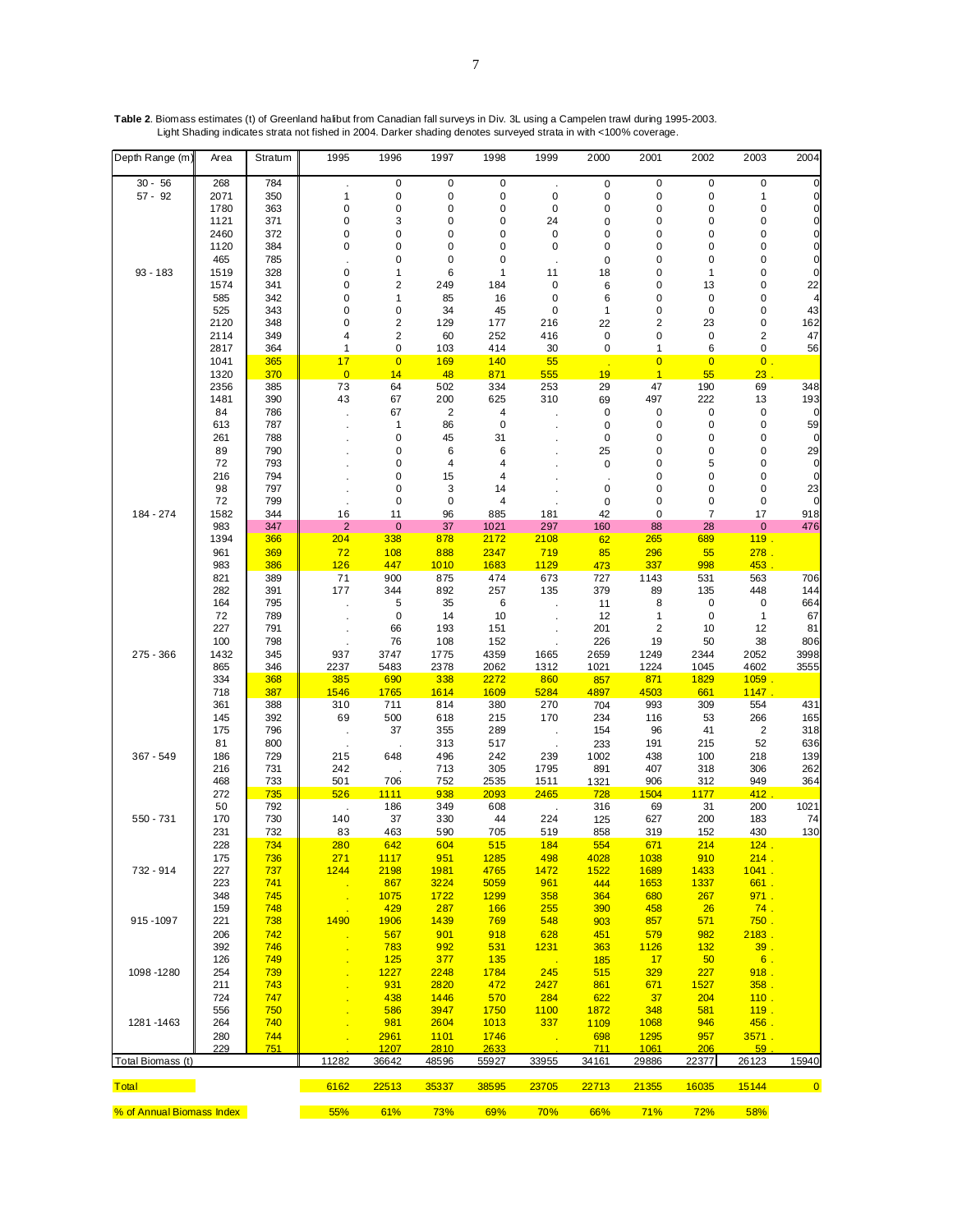**Table 2**. Biomass estimates (t) of Greenland halibut from Canadian fall surveys in Div. 3L using a Campelen trawl during 1995-2003. Light Shading indicates strata not fished in 2004. Darker shading denotes surveyed strata in with <100% coverage.

| Depth Range (m) | Area | Stratum | 1995 | 1996 | 1997 | 1998 | 1999 | 2000 | 2001 | 2002 | 2003 | 2004 |
|---|---|---|---|---|---|---|---|---|---|---|---|---|
| 30 - 56 | 268 | 784 | . | 0 | 0 | 0 | . | 0 | 0 | 0 | 0 | 0 |
| 57 - 92 | 2071 | 350 | 1 | 0 | 0 | 0 | 0 | 0 | 0 | 0 | 1 | 0 |
| | 1780 | 363 | 0 | 0 | 0 | 0 | 0 | 0 | 0 | 0 | 0 | 0 |
| | 1121 | 371 | 0 | 3 | 0 | 0 | 24 | 0 | 0 | 0 | 0 | 0 |
| | 2460 | 372 | 0 | 0 | 0 | 0 | 0 | 0 | 0 | 0 | 0 | 0 |
| | 1120 | 384 | 0 | 0 | 0 | 0 | 0 | 0 | 0 | 0 | 0 | 0 |
| | 465 | 785 | . | 0 | 0 | 0 | . | 0 | 0 | 0 | 0 | 0 |
| 93 - 183 | 1519 | 328 | 0 | 1 | 6 | 1 | 11 | 18 | 0 | 1 | 0 | 0 |
| | 1574 | 341 | 0 | 2 | 249 | 184 | 0 | 6 | 0 | 13 | 0 | 22 |
| | 585 | 342 | 0 | 1 | 85 | 16 | 0 | 6 | 0 | 0 | 0 | 4 |
| | 525 | 343 | 0 | 0 | 34 | 45 | 0 | 1 | 0 | 0 | 0 | 43 |
| | 2120 | 348 | 0 | 2 | 129 | 177 | 216 | 22 | 2 | 23 | 0 | 162 |
| | 2114 | 349 | 4 | 2 | 60 | 252 | 416 | 0 | 0 | 0 | 2 | 47 |
| | 2817 | 364 | 1 | 0 | 103 | 414 | 30 | 0 | 1 | 6 | 0 | 56 |
| | 1041 | 365 | 17 | 0 | 169 | 140 | 55 | . | 0 | 0 | 0 . | |
| | 1320 | 370 | 0 | 14 | 48 | 871 | 555 | 19 | 1 | 55 | 23 . | |
| | 2356 | 385 | 73 | 64 | 502 | 334 | 253 | 29 | 47 | 190 | 69 | 348 |
| | 1481 | 390 | 43 | 67 | 200 | 625 | 310 | 69 | 497 | 222 | 13 | 193 |
| | 84 | 786 | . | 67 | 2 | 4 | . | 0 | 0 | 0 | 0 | 0 |
| | 613 | 787 | . | 1 | 86 | 0 | . | 0 | 0 | 0 | 0 | 59 |
| | 261 | 788 | . | 0 | 45 | 31 | . | 0 | 0 | 0 | 0 | 0 |
| | 89 | 790 | . | 0 | 6 | 6 | . | 25 | 0 | 0 | 0 | 29 |
| | 72 | 793 | . | 0 | 4 | 4 | . | 0 | 0 | 5 | 0 | 0 |
| | 216 | 794 | . | 0 | 15 | 4 | . | . | 0 | 0 | 0 | 0 |
| | 98 | 797 | . | 0 | 3 | 14 | . | 0 | 0 | 0 | 0 | 23 |
| | 72 | 799 | . | 0 | 0 | 4 | . | 0 | 0 | 0 | 0 | 0 |
| 184 - 274 | 1582 | 344 | 16 | 11 | 96 | 885 | 181 | 42 | 0 | 7 | 17 | 918 |
| | 983 | 347 | 2 | 0 | 37 | 1021 | 297 | 160 | 88 | 28 | 0 | 476 |
| | 1394 | 366 | 204 | 338 | 878 | 2172 | 2108 | 62 | 265 | 689 | 119 . | |
| | 961 | 369 | 72 | 108 | 888 | 2347 | 719 | 85 | 296 | 55 | 278 . | |
| | 983 | 386 | 126 | 447 | 1010 | 1683 | 1129 | 473 | 337 | 998 | 453 . | |
| | 821 | 389 | 71 | 900 | 875 | 474 | 673 | 727 | 1143 | 531 | 563 | 706 |
| | 282 | 391 | 177 | 344 | 892 | 257 | 135 | 379 | 89 | 135 | 448 | 144 |
| | 164 | 795 | . | 5 | 35 | 6 | . | 11 | 8 | 0 | 0 | 664 |
| | 72 | 789 | . | 0 | 14 | 10 | . | 12 | 1 | 0 | 1 | 67 |
| | 227 | 791 | . | 66 | 193 | 151 | . | 201 | 2 | 10 | 12 | 81 |
| | 100 | 798 | . | 76 | 108 | 152 | . | 226 | 19 | 50 | 38 | 806 |
| 275 - 366 | 1432 | 345 | 937 | 3747 | 1775 | 4359 | 1665 | 2659 | 1249 | 2344 | 2052 | 3998 |
| | 865 | 346 | 2237 | 5483 | 2378 | 2062 | 1312 | 1021 | 1224 | 1045 | 4602 | 3555 |
| | 334 | 368 | 385 | 690 | 338 | 2272 | 860 | 857 | 871 | 1829 | 1059 . | |
| | 718 | 387 | 1546 | 1765 | 1614 | 1609 | 5284 | 4897 | 4503 | 661 | 1147 . | |
| | 361 | 388 | 310 | 711 | 814 | 380 | 270 | 704 | 993 | 309 | 554 | 431 |
| | 145 | 392 | 69 | 500 | 618 | 215 | 170 | 234 | 116 | 53 | 266 | 165 |
| | 175 | 796 | . | 37 | 355 | 289 | . | 154 | 96 | 41 | 2 | 318 |
| | 81 | 800 | . | . | 313 | 517 | . | 233 | 191 | 215 | 52 | 636 |
| 367 - 549 | 186 | 729 | 215 | 648 | 496 | 242 | 239 | 1002 | 438 | 100 | 218 | 139 |
| | 216 | 731 | 242 | . | 713 | 305 | 1795 | 891 | 407 | 318 | 306 | 262 |
| | 468 | 733 | 501 | 706 | 752 | 2535 | 1511 | 1321 | 906 | 312 | 949 | 364 |
| | 272 | 735 | 526 | 1111 | 938 | 2093 | 2465 | 728 | 1504 | 1177 | 412 . | |
| | 50 | 792 | . | 186 | 349 | 608 | . | 316 | 69 | 31 | 200 | 1021 |
| 550 - 731 | 170 | 730 | 140 | 37 | 330 | 44 | 224 | 125 | 627 | 200 | 183 | 74 |
| | 231 | 732 | 83 | 463 | 590 | 705 | 519 | 858 | 319 | 152 | 430 | 130 |
| | 228 | 734 | 280 | 642 | 604 | 515 | 184 | 554 | 671 | 214 | 124 . | |
| | 175 | 736 | 271 | 1117 | 951 | 1285 | 498 | 4028 | 1038 | 910 | 214 . | |
| 732 - 914 | 227 | 737 | 1244 | 2198 | 1981 | 4765 | 1472 | 1522 | 1689 | 1433 | 1041 . | |
| | 223 | 741 | . | 867 | 3224 | 5059 | 961 | 444 | 1653 | 1337 | 661 . | |
| | 348 | 745 | . | 1075 | 1722 | 1299 | 358 | 364 | 680 | 267 | 971 . | |
| | 159 | 748 | . | 429 | 287 | 166 | 255 | 390 | 458 | 26 | 74 . | |
| 915 -1097 | 221 | 738 | 1490 | 1906 | 1439 | 769 | 548 | 903 | 857 | 571 | 750 . | |
| | 206 | 742 | . | 567 | 901 | 918 | 628 | 451 | 579 | 982 | 2183 . | |
| | 392 | 746 | . | 783 | 992 | 531 | 1231 | 363 | 1126 | 132 | 39 . | |
| | 126 | 749 | . | 125 | 377 | 135 | . | 185 | 17 | 50 | 6 . | |
| 1098 -1280 | 254 | 739 | . | 1227 | 2248 | 1784 | 245 | 515 | 329 | 227 | 918 . | |
| | 211 | 743 | . | 931 | 2820 | 472 | 2427 | 861 | 671 | 1527 | 358 . | |
| | 724 | 747 | . | 438 | 1446 | 570 | 284 | 622 | 37 | 204 | 110 . | |
| | 556 | 750 | . | 586 | 3947 | 1750 | 1100 | 1872 | 348 | 581 | 119 . | |
| 1281 -1463 | 264 | 740 | . | 981 | 2604 | 1013 | 337 | 1109 | 1068 | 946 | 456 . | |
| | 280 | 744 | . | 2961 | 1101 | 1746 | . | 698 | 1295 | 957 | 3571 . | |
| | 229 | 751 | . | 1207 | 2810 | 2633 | . | 711 | 1061 | 206 | 59 . | |
| Total Biomass (t) | | | 11282 | 36642 | 48596 | 55927 | 33955 | 34161 | 29886 | 22377 | 26123 | 15940 |
| Total | | | 6162 | 22513 | 35337 | 38595 | 23705 | 22713 | 21355 | 16035 | 15144 | 0 |
| % of Annual Biomass Index | | | 55% | 61% | 73% | 69% | 70% | 66% | 71% | 72% | 58% | |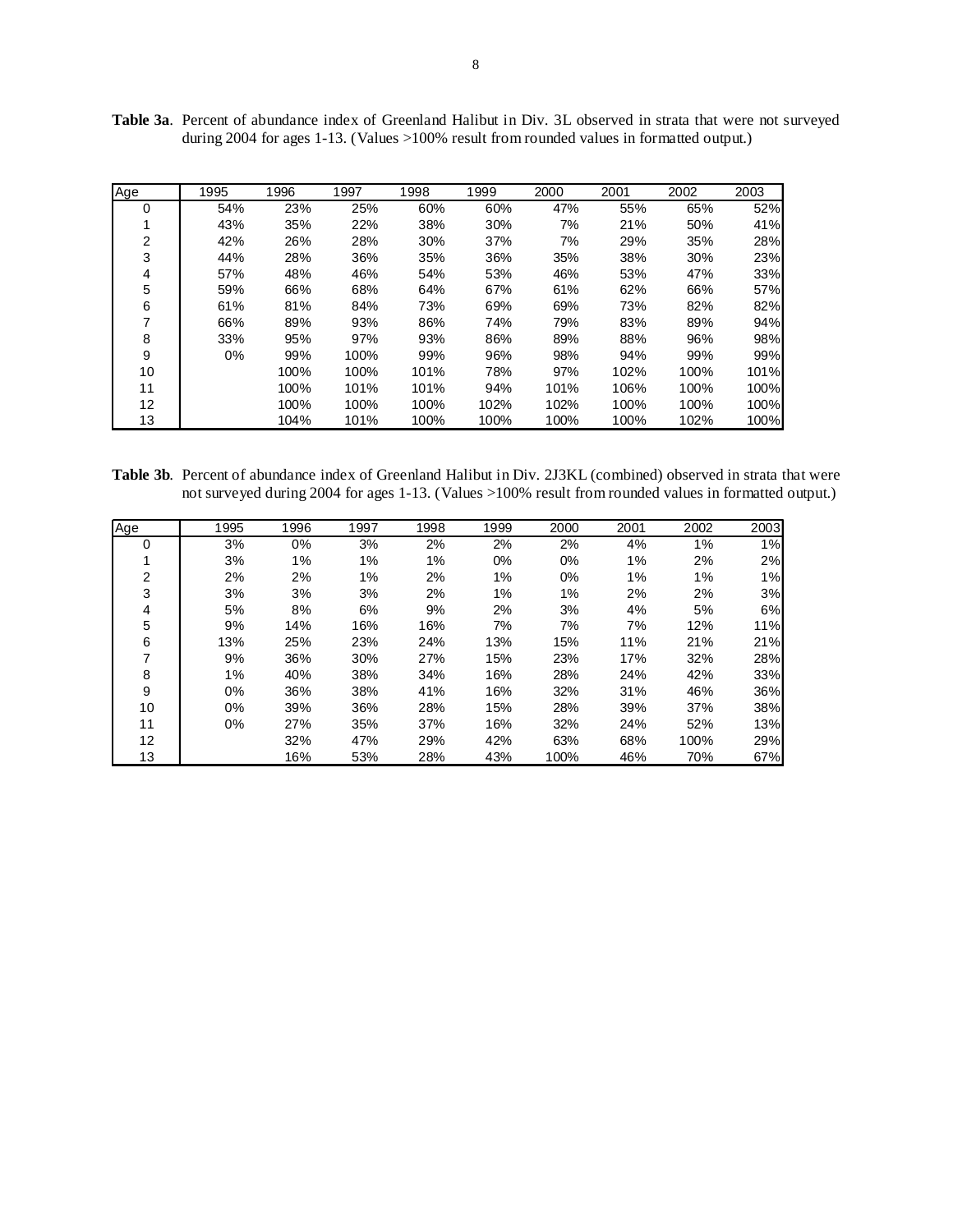**Table 3a**. Percent of abundance index of Greenland Halibut in Div. 3L observed in strata that were not surveyed during 2004 for ages 1-13. (Values >100% result from rounded values in formatted output.)

| Age | 1995 | 1996 | 1997 | 1998 | 1999 | 2000 | 2001 | 2002 | 2003 |
|---|---|---|---|---|---|---|---|---|---|
| 0 | 54% | 23% | 25% | 60% | 60% | 47% | 55% | 65% | 52% |
| 1 | 43% | 35% | 22% | 38% | 30% | 7% | 21% | 50% | 41% |
| 2 | 42% | 26% | 28% | 30% | 37% | 7% | 29% | 35% | 28% |
| 3 | 44% | 28% | 36% | 35% | 36% | 35% | 38% | 30% | 23% |
| 4 | 57% | 48% | 46% | 54% | 53% | 46% | 53% | 47% | 33% |
| 5 | 59% | 66% | 68% | 64% | 67% | 61% | 62% | 66% | 57% |
| 6 | 61% | 81% | 84% | 73% | 69% | 69% | 73% | 82% | 82% |
| 7 | 66% | 89% | 93% | 86% | 74% | 79% | 83% | 89% | 94% |
| 8 | 33% | 95% | 97% | 93% | 86% | 89% | 88% | 96% | 98% |
| 9 | 0% | 99% | 100% | 99% | 96% | 98% | 94% | 99% | 99% |
| 10 | | 100% | 100% | 101% | 78% | 97% | 102% | 100% | 101% |
| 11 | | 100% | 101% | 101% | 94% | 101% | 106% | 100% | 100% |
| 12 | | 100% | 100% | 100% | 102% | 102% | 100% | 100% | 100% |
| 13 | | 104% | 101% | 100% | 100% | 100% | 100% | 102% | 100% |

**Table 3b**. Percent of abundance index of Greenland Halibut in Div. 2J3KL (combined) observed in strata that were not surveyed during 2004 for ages 1-13. (Values >100% result from rounded values in formatted output.)

| Age | 1995 | 1996 | 1997 | 1998 | 1999 | 2000 | 2001 | 2002 | 2003 |
|---|---|---|---|---|---|---|---|---|---|
| 0 | 3% | 0% | 3% | 2% | 2% | 2% | 4% | 1% | 1% |
| 1 | 3% | 1% | 1% | 1% | 0% | 0% | 1% | 2% | 2% |
| 2 | 2% | 2% | 1% | 2% | 1% | 0% | 1% | 1% | 1% |
| 3 | 3% | 3% | 3% | 2% | 1% | 1% | 2% | 2% | 3% |
| 4 | 5% | 8% | 6% | 9% | 2% | 3% | 4% | 5% | 6% |
| 5 | 9% | 14% | 16% | 16% | 7% | 7% | 7% | 12% | 11% |
| 6 | 13% | 25% | 23% | 24% | 13% | 15% | 11% | 21% | 21% |
| 7 | 9% | 36% | 30% | 27% | 15% | 23% | 17% | 32% | 28% |
| 8 | 1% | 40% | 38% | 34% | 16% | 28% | 24% | 42% | 33% |
| 9 | 0% | 36% | 38% | 41% | 16% | 32% | 31% | 46% | 36% |
| 10 | 0% | 39% | 36% | 28% | 15% | 28% | 39% | 37% | 38% |
| 11 | 0% | 27% | 35% | 37% | 16% | 32% | 24% | 52% | 13% |
| 12 | | 32% | 47% | 29% | 42% | 63% | 68% | 100% | 29% |
| 13 | | 16% | 53% | 28% | 43% | 100% | 46% | 70% | 67% |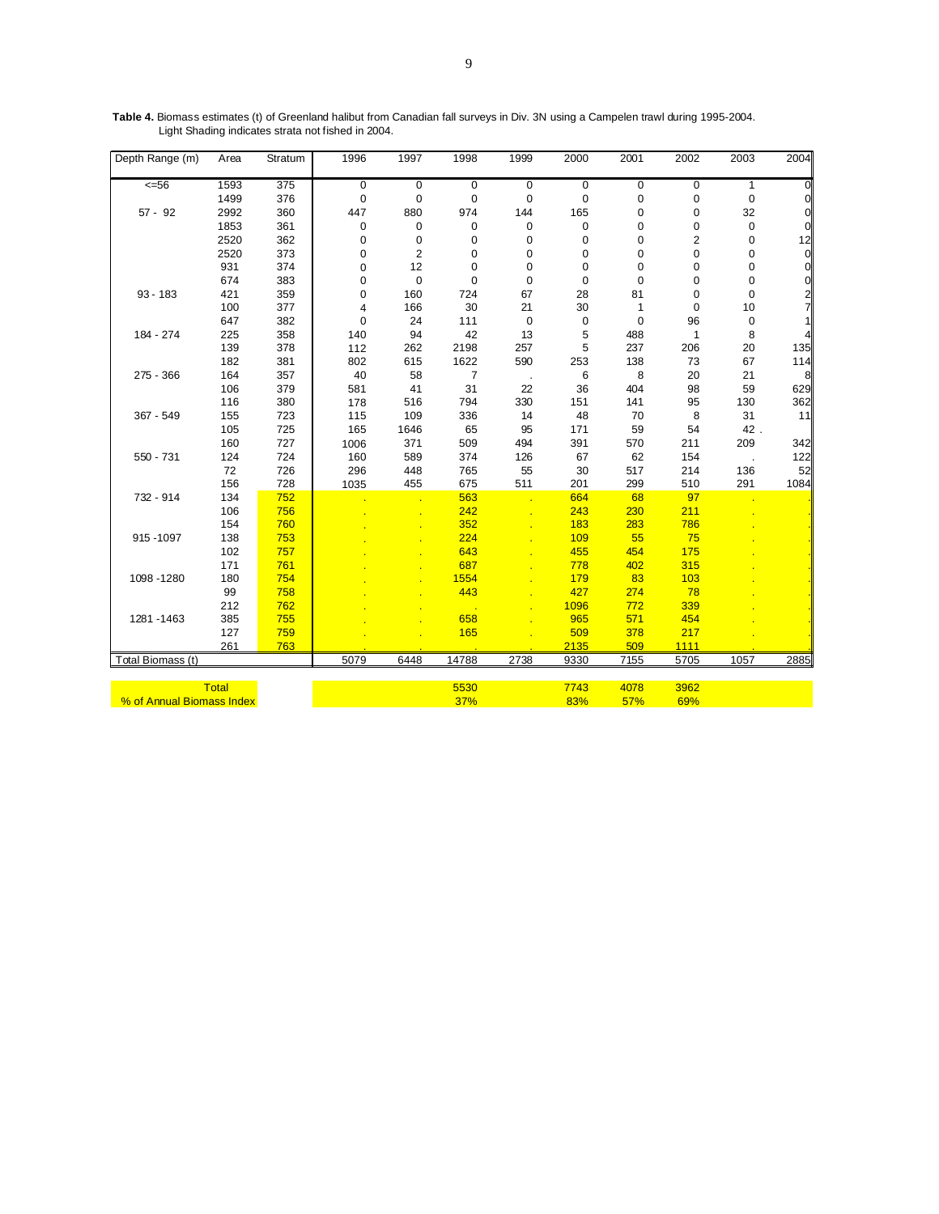**Table 4.** Biomass estimates (t) of Greenland halibut from Canadian fall surveys in Div. 3N using a Campelen trawl during 1995-2004. Light Shading indicates strata not fished in 2004.

| Depth Range (m) | Area | Stratum | 1996 | 1997 | 1998 | 1999 | 2000 | 2001 | 2002 | 2003 | 2004 |
|---|---|---|---|---|---|---|---|---|---|---|---|
| <=56 | 1593 | 375 | 0 | 0 | 0 | 0 | 0 | 0 | 0 | 1 | 0 |
| | 1499 | 376 | 0 | 0 | 0 | 0 | 0 | 0 | 0 | 0 | 0 |
| 57 - 92 | 2992 | 360 | 447 | 880 | 974 | 144 | 165 | 0 | 0 | 32 | 0 |
| | 1853 | 361 | 0 | 0 | 0 | 0 | 0 | 0 | 0 | 0 | 0 |
| | 2520 | 362 | 0 | 0 | 0 | 0 | 0 | 0 | 2 | 0 | 12 |
| | 2520 | 373 | 0 | 2 | 0 | 0 | 0 | 0 | 0 | 0 | 0 |
| | 931 | 374 | 0 | 12 | 0 | 0 | 0 | 0 | 0 | 0 | 0 |
| | 674 | 383 | 0 | 0 | 0 | 0 | 0 | 0 | 0 | 0 | 0 |
| 93 - 183 | 421 | 359 | 0 | 160 | 724 | 67 | 28 | 81 | 0 | 0 | 2 |
| | 100 | 377 | 4 | 166 | 30 | 21 | 30 | 1 | 0 | 10 | 7 |
| | 647 | 382 | 0 | 24 | 111 | 0 | 0 | 0 | 96 | 0 | 1 |
| 184 - 274 | 225 | 358 | 140 | 94 | 42 | 13 | 5 | 488 | 1 | 8 | 4 |
| | 139 | 378 | 112 | 262 | 2198 | 257 | 5 | 237 | 206 | 20 | 135 |
| | 182 | 381 | 802 | 615 | 1622 | 590 | 253 | 138 | 73 | 67 | 114 |
| 275 - 366 | 164 | 357 | 40 | 58 | 7 | . | 6 | 8 | 20 | 21 | 8 |
| | 106 | 379 | 581 | 41 | 31 | 22 | 36 | 404 | 98 | 59 | 629 |
| | 116 | 380 | 178 | 516 | 794 | 330 | 151 | 141 | 95 | 130 | 362 |
| 367 - 549 | 155 | 723 | 115 | 109 | 336 | 14 | 48 | 70 | 8 | 31 | 11 |
| | 105 | 725 | 165 | 1646 | 65 | 95 | 171 | 59 | 54 | 42 | . |
| | 160 | 727 | 1006 | 371 | 509 | 494 | 391 | 570 | 211 | 209 | 342 |
| 550 - 731 | 124 | 724 | 160 | 589 | 374 | 126 | 67 | 62 | 154 | . | 122 |
| | 72 | 726 | 296 | 448 | 765 | 55 | 30 | 517 | 214 | 136 | 52 |
| | 156 | 728 | 1035 | 455 | 675 | 511 | 201 | 299 | 510 | 291 | 1084 |
| 732 - 914 | 134 | 752 | . | . | 563 | . | 664 | 68 | 97 | . | . |
| | 106 | 756 | . | . | 242 | . | 243 | 230 | 211 | . | . |
| | 154 | 760 | . | . | 352 | . | 183 | 283 | 786 | . | . |
| 915 -1097 | 138 | 753 | . | . | 224 | . | 109 | 55 | 75 | . | . |
| | 102 | 757 | . | . | 643 | . | 455 | 454 | 175 | . | . |
| | 171 | 761 | . | . | 687 | . | 778 | 402 | 315 | . | . |
| 1098 -1280 | 180 | 754 | . | . | 1554 | . | 179 | 83 | 103 | . | . |
| | 99 | 758 | . | . | 443 | . | 427 | 274 | 78 | . | . |
| | 212 | 762 | . | . | . | . | 1096 | 772 | 339 | . | . |
| 1281 -1463 | 385 | 755 | . | . | 658 | . | 965 | 571 | 454 | . | . |
| | 127 | 759 | . | . | 165 | . | 509 | 378 | 217 | . | . |
| | 261 | 763 | . | . | . | . | 2135 | 509 | 1111 | . | . |
| Total Biomass (t) | | | 5079 | 6448 | 14788 | 2738 | 9330 | 7155 | 5705 | 1057 | 2885 |
| Total | | | | | 5530 | | 7743 | 4078 | 3962 | | |
| % of Annual Biomass Index | | | | | 37% | | 83% | 57% | 69% | | |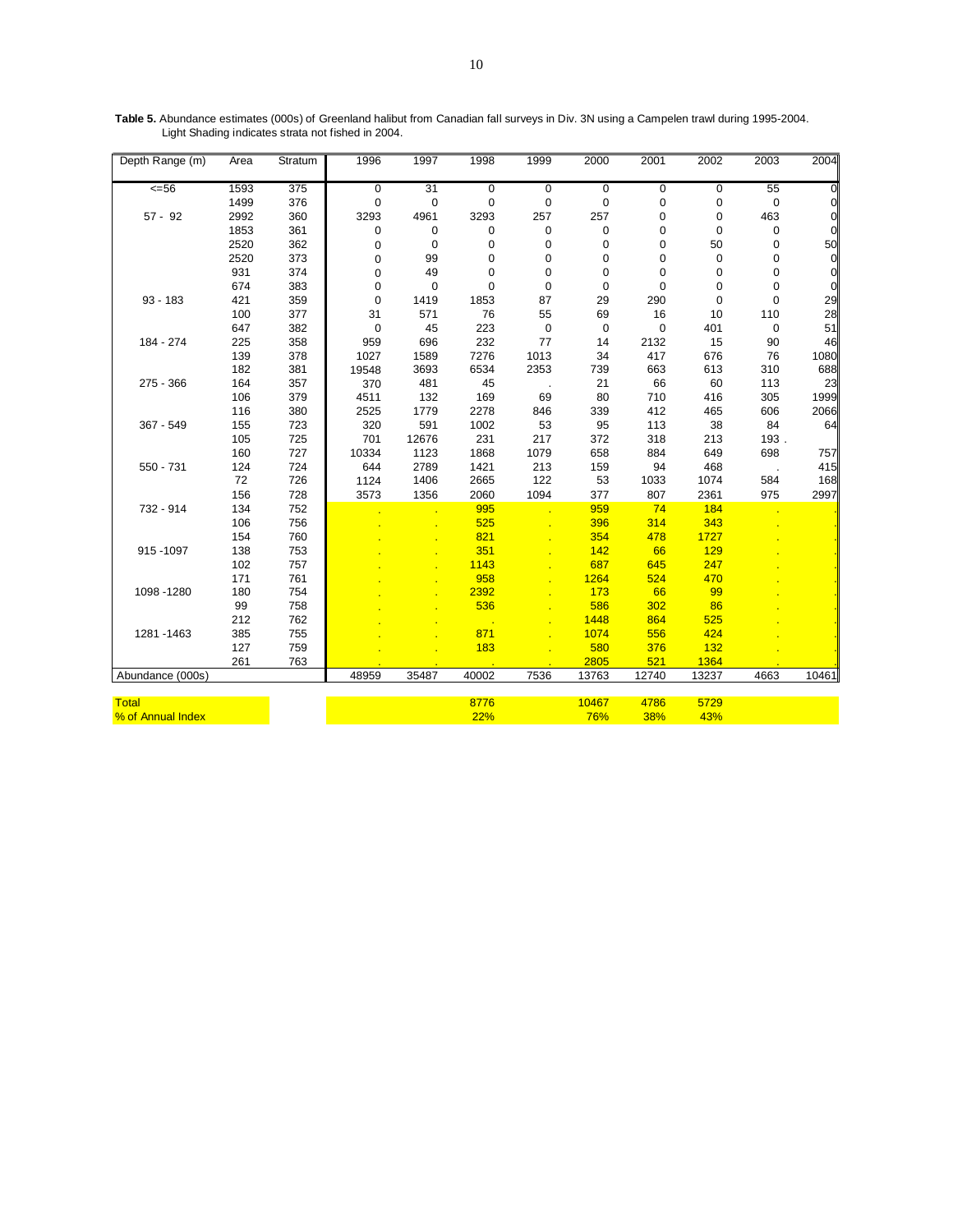**Table 5.** Abundance estimates (000s) of Greenland halibut from Canadian fall surveys in Div. 3N using a Campelen trawl during 1995-2004. Light Shading indicates strata not fished in 2004.

| Depth Range (m) | Area | Stratum | 1996 | 1997 | 1998 | 1999 | 2000 | 2001 | 2002 | 2003 | 2004 |
|---|---|---|---|---|---|---|---|---|---|---|---|
| <=56 | 1593 | 375 | 0 | 31 | 0 | 0 | 0 | 0 | 0 | 55 | 0 |
| | 1499 | 376 | 0 | 0 | 0 | 0 | 0 | 0 | 0 | 0 | 0 |
| 57 - 92 | 2992 | 360 | 3293 | 4961 | 3293 | 257 | 257 | 0 | 0 | 463 | 0 |
| | 1853 | 361 | 0 | 0 | 0 | 0 | 0 | 0 | 0 | 0 | 0 |
| | 2520 | 362 | 0 | 0 | 0 | 0 | 0 | 0 | 50 | 0 | 50 |
| | 2520 | 373 | 0 | 99 | 0 | 0 | 0 | 0 | 0 | 0 | 0 |
| | 931 | 374 | 0 | 49 | 0 | 0 | 0 | 0 | 0 | 0 | 0 |
| | 674 | 383 | 0 | 0 | 0 | 0 | 0 | 0 | 0 | 0 | 0 |
| 93 - 183 | 421 | 359 | 0 | 1419 | 1853 | 87 | 29 | 290 | 0 | 0 | 29 |
| | 100 | 377 | 31 | 571 | 76 | 55 | 69 | 16 | 10 | 110 | 28 |
| | 647 | 382 | 0 | 45 | 223 | 0 | 0 | 0 | 401 | 0 | 51 |
| 184 - 274 | 225 | 358 | 959 | 696 | 232 | 77 | 14 | 2132 | 15 | 90 | 46 |
| | 139 | 378 | 1027 | 1589 | 7276 | 1013 | 34 | 417 | 676 | 76 | 1080 |
| | 182 | 381 | 19548 | 3693 | 6534 | 2353 | 739 | 663 | 613 | 310 | 688 |
| 275 - 366 | 164 | 357 | 370 | 481 | 45 | . | 21 | 66 | 60 | 113 | 23 |
| | 106 | 379 | 4511 | 132 | 169 | 69 | 80 | 710 | 416 | 305 | 1999 |
| | 116 | 380 | 2525 | 1779 | 2278 | 846 | 339 | 412 | 465 | 606 | 2066 |
| 367 - 549 | 155 | 723 | 320 | 591 | 1002 | 53 | 95 | 113 | 38 | 84 | 64 |
| | 105 | 725 | 701 | 12676 | 231 | 217 | 372 | 318 | 213 | 193 . | |
| | 160 | 727 | 10334 | 1123 | 1868 | 1079 | 658 | 884 | 649 | 698 | 757 |
| 550 - 731 | 124 | 724 | 644 | 2789 | 1421 | 213 | 159 | 94 | 468 | . | 415 |
| | 72 | 726 | 1124 | 1406 | 2665 | 122 | 53 | 1033 | 1074 | 584 | 168 |
| | 156 | 728 | 3573 | 1356 | 2060 | 1094 | 377 | 807 | 2361 | 975 | 2997 |
| 732 - 914 | 134 | 752 | . | . | 995 | . | 959 | 74 | 184 | . | . |
| | 106 | 756 | . | . | 525 | . | 396 | 314 | 343 | . | . |
| | 154 | 760 | . | . | 821 | . | 354 | 478 | 1727 | . | . |
| 915 -1097 | 138 | 753 | . | . | 351 | . | 142 | 66 | 129 | . | . |
| | 102 | 757 | . | . | 1143 | . | 687 | 645 | 247 | . | . |
| | 171 | 761 | . | . | 958 | . | 1264 | 524 | 470 | . | . |
| 1098 -1280 | 180 | 754 | . | . | 2392 | . | 173 | 66 | 99 | . | . |
| | 99 | 758 | . | . | 536 | . | 586 | 302 | 86 | . | . |
| | 212 | 762 | . | . | . | . | 1448 | 864 | 525 | . | . |
| 1281 -1463 | 385 | 755 | . | . | 871 | . | 1074 | 556 | 424 | . | . |
| | 127 | 759 | . | . | 183 | . | 580 | 376 | 132 | . | . |
| | 261 | 763 | . | . | . | . | 2805 | 521 | 1364 | . | . |
| Abundance (000s) | | | 48959 | 35487 | 40002 | 7536 | 13763 | 12740 | 13237 | 4663 | 10461 |
| Total | | | | | 8776 | | 10467 | 4786 | 5729 | | |
| % of Annual Index | | | | | 22% | | 76% | 38% | 43% | | |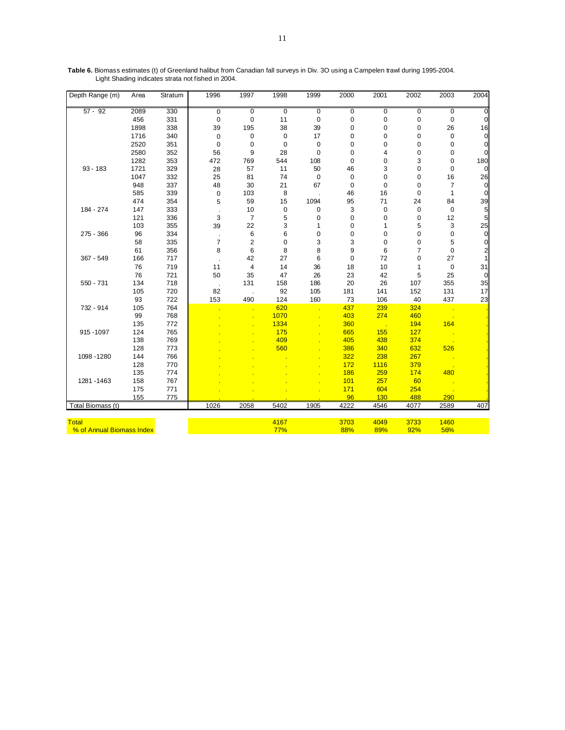**Table 6.** Biomass estimates (t) of Greenland halibut from Canadian fall surveys in Div. 3O using a Campelen trawl during 1995-2004. Light Shading indicates strata not fished in 2004.

| Depth Range (m) | Area | Stratum | 1996 | 1997 | 1998 | 1999 | 2000 | 2001 | 2002 | 2003 | 2004 |
|---|---|---|---|---|---|---|---|---|---|---|---|
| 57 - 92 | 2089 | 330 | 0 | 0 | 0 | 0 | 0 | 0 | 0 | 0 | 0 |
| | 456 | 331 | 0 | 0 | 11 | 0 | 0 | 0 | 0 | 0 | 0 |
| | 1898 | 338 | 39 | 195 | 38 | 39 | 0 | 0 | 0 | 26 | 16 |
| | 1716 | 340 | 0 | 0 | 0 | 17 | 0 | 0 | 0 | 0 | 0 |
| | 2520 | 351 | 0 | 0 | 0 | 0 | 0 | 0 | 0 | 0 | 0 |
| | 2580 | 352 | 56 | 9 | 28 | 0 | 0 | 4 | 0 | 0 | 0 |
| | 1282 | 353 | 472 | 769 | 544 | 108 | 0 | 0 | 3 | 0 | 180 |
| 93 - 183 | 1721 | 329 | 28 | 57 | 11 | 50 | 46 | 3 | 0 | 0 | 0 |
| | 1047 | 332 | 25 | 81 | 74 | 0 | 0 | 0 | 0 | 16 | 26 |
| | 948 | 337 | 48 | 30 | 21 | 67 | 0 | 0 | 0 | 7 | 0 |
| | 585 | 339 | 0 | 103 | 8 | . | 46 | 16 | 0 | 1 | 0 |
| | 474 | 354 | 5 | 59 | 15 | 1094 | 95 | 71 | 24 | 84 | 39 |
| 184 - 274 | 147 | 333 | . | 10 | 0 | 0 | 3 | 0 | 0 | 0 | 5 |
| | 121 | 336 | 3 | 7 | 5 | 0 | 0 | 0 | 0 | 12 | 5 |
| | 103 | 355 | 39 | 22 | 3 | 1 | 0 | 1 | 5 | 3 | 25 |
| 275 - 366 | 96 | 334 | . | 6 | 6 | 0 | 0 | 0 | 0 | 0 | 0 |
| | 58 | 335 | 7 | 2 | 0 | 3 | 3 | 0 | 0 | 5 | 0 |
| | 61 | 356 | 8 | 6 | 8 | 8 | 9 | 6 | 7 | 0 | 2 |
| 367 - 549 | 166 | 717 | . | 42 | 27 | 6 | 0 | 72 | 0 | 27 | 1 |
| | 76 | 719 | 11 | 4 | 14 | 36 | 18 | 10 | 1 | 0 | 31 |
| | 76 | 721 | 50 | 35 | 47 | 26 | 23 | 42 | 5 | 25 | 0 |
| 550 - 731 | 134 | 718 | . | 131 | 158 | 186 | 20 | 26 | 107 | 355 | 35 |
| | 105 | 720 | 82 | . | 92 | 105 | 181 | 141 | 152 | 131 | 17 |
| | 93 | 722 | 153 | 490 | 124 | 160 | 73 | 106 | 40 | 437 | 23 |
| 732 - 914 | 105 | 764 | . | . | 620 | . | 437 | 239 | 324 | . | . |
| | 99 | 768 | . | . | 1070 | . | 403 | 274 | 460 | . | . |
| | 135 | 772 | . | . | 1334 | . | 360 | . | 194 | 164 | . |
| 915 -1097 | 124 | 765 | . | . | 175 | . | 665 | 155 | 127 | . | . |
| | 138 | 769 | . | . | 409 | . | 405 | 438 | 374 | . | . |
| | 128 | 773 | . | . | 560 | . | 386 | 340 | 632 | 526 | . |
| 1098 -1280 | 144 | 766 | . | . | . | . | 322 | 238 | 267 | . | . |
| | 128 | 770 | . | . | . | . | 172 | 1116 | 379 | . | . |
| | 135 | 774 | . | . | . | . | 186 | 259 | 174 | 480 | . |
| 1281 -1463 | 158 | 767 | . | . | . | . | 101 | 257 | 60 | . | . |
| | 175 | 771 | . | . | . | . | 171 | 604 | 254 | . | . |
| | 155 | 775 | . | . | . | . | 96 | 130 | 488 | 290 | . |
| Total Biomass (t) | | | 1026 | 2058 | 5402 | 1905 | 4222 | 4546 | 4077 | 2589 | 407 |
| | | | | | | | | | | | |
| Total | | | | | 4167 | | 3703 | 4049 | 3733 | 1460 | |
| % of Annual Biomass Index | | | | | 77% | | 88% | 89% | 92% | 56% | |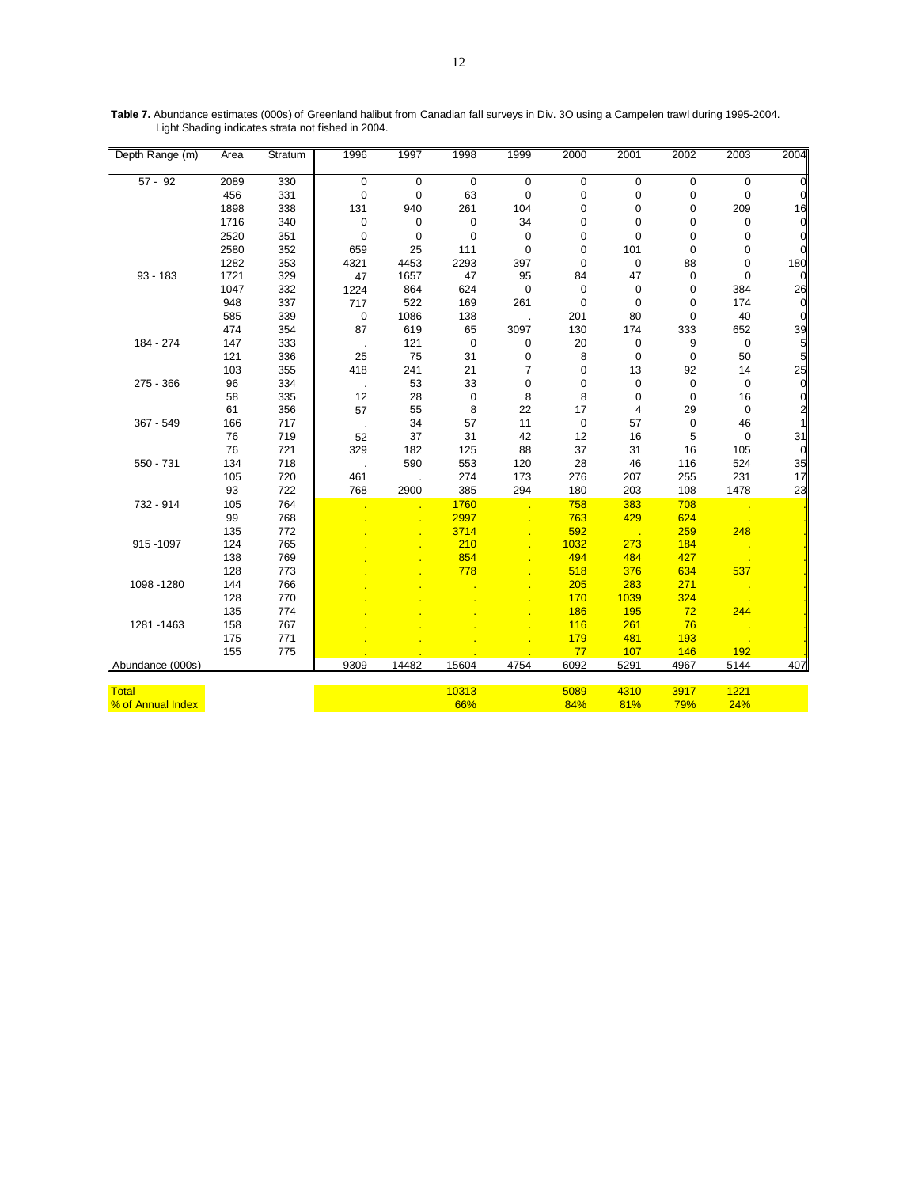**Table 7.** Abundance estimates (000s) of Greenland halibut from Canadian fall surveys in Div. 3O using a Campelen trawl during 1995-2004. Light Shading indicates strata not fished in 2004.

| Depth Range (m) | Area | Stratum | 1996 | 1997 | 1998 | 1999 | 2000 | 2001 | 2002 | 2003 | 2004 |
|---|---|---|---|---|---|---|---|---|---|---|---|
| 57 - 92 | 2089 | 330 | 0 | 0 | 0 | 0 | 0 | 0 | 0 | 0 | 0 |
| | 456 | 331 | 0 | 0 | 63 | 0 | 0 | 0 | 0 | 0 | 0 |
| | 1898 | 338 | 131 | 940 | 261 | 104 | 0 | 0 | 0 | 209 | 16 |
| | 1716 | 340 | 0 | 0 | 0 | 34 | 0 | 0 | 0 | 0 | 0 |
| | 2520 | 351 | 0 | 0 | 0 | 0 | 0 | 0 | 0 | 0 | 0 |
| | 2580 | 352 | 659 | 25 | 111 | 0 | 0 | 101 | 0 | 0 | 0 |
| | 1282 | 353 | 4321 | 4453 | 2293 | 397 | 0 | 0 | 88 | 0 | 180 |
| 93 - 183 | 1721 | 329 | 47 | 1657 | 47 | 95 | 84 | 47 | 0 | 0 | 0 |
| | 1047 | 332 | 1224 | 864 | 624 | 0 | 0 | 0 | 0 | 384 | 26 |
| | 948 | 337 | 717 | 522 | 169 | 261 | 0 | 0 | 0 | 174 | 0 |
| | 585 | 339 | 0 | 1086 | 138 | . | 201 | 80 | 0 | 40 | 0 |
| | 474 | 354 | 87 | 619 | 65 | 3097 | 130 | 174 | 333 | 652 | 39 |
| 184 - 274 | 147 | 333 | . | 121 | 0 | 0 | 20 | 0 | 9 | 0 | 5 |
| | 121 | 336 | 25 | 75 | 31 | 0 | 8 | 0 | 0 | 50 | 5 |
| | 103 | 355 | 418 | 241 | 21 | 7 | 0 | 13 | 92 | 14 | 25 |
| 275 - 366 | 96 | 334 | . | 53 | 33 | 0 | 0 | 0 | 0 | 0 | 0 |
| | 58 | 335 | 12 | 28 | 0 | 8 | 8 | 0 | 0 | 16 | 0 |
| | 61 | 356 | 57 | 55 | 8 | 22 | 17 | 4 | 29 | 0 | 2 |
| 367 - 549 | 166 | 717 | . | 34 | 57 | 11 | 0 | 57 | 0 | 46 | 1 |
| | 76 | 719 | 52 | 37 | 31 | 42 | 12 | 16 | 5 | 0 | 31 |
| | 76 | 721 | 329 | 182 | 125 | 88 | 37 | 31 | 16 | 105 | 0 |
| 550 - 731 | 134 | 718 | . | 590 | 553 | 120 | 28 | 46 | 116 | 524 | 35 |
| | 105 | 720 | 461 | . | 274 | 173 | 276 | 207 | 255 | 231 | 17 |
| | 93 | 722 | 768 | 2900 | 385 | 294 | 180 | 203 | 108 | 1478 | 23 |
| 732 - 914 | 105 | 764 | . | . | 1760 | . | 758 | 383 | 708 | . | . |
| | 99 | 768 | . | . | 2997 | . | 763 | 429 | 624 | . | . |
| | 135 | 772 | . | . | 3714 | . | 592 | . | 259 | 248 | . |
| 915 -1097 | 124 | 765 | . | . | 210 | . | 1032 | 273 | 184 | . | . |
| | 138 | 769 | . | . | 854 | . | 494 | 484 | 427 | . | . |
| | 128 | 773 | . | . | 778 | . | 518 | 376 | 634 | 537 | . |
| 1098 -1280 | 144 | 766 | . | . | . | . | 205 | 283 | 271 | . | . |
| | 128 | 770 | . | . | . | . | 170 | 1039 | 324 | . | . |
| | 135 | 774 | . | . | . | . | 186 | 195 | 72 | 244 | . |
| 1281 -1463 | 158 | 767 | . | . | . | . | 116 | 261 | 76 | . | . |
| | 175 | 771 | . | . | . | . | 179 | 481 | 193 | . | . |
| | 155 | 775 | . | . | . | . | 77 | 107 | 146 | 192 | . |
| Abundance (000s) | | | 9309 | 14482 | 15604 | 4754 | 6092 | 5291 | 4967 | 5144 | 407 |
| Total | | | | | 10313 | | 5089 | 4310 | 3917 | 1221 | |
| % of Annual Index | | | | | 66% | | 84% | 81% | 79% | 24% | |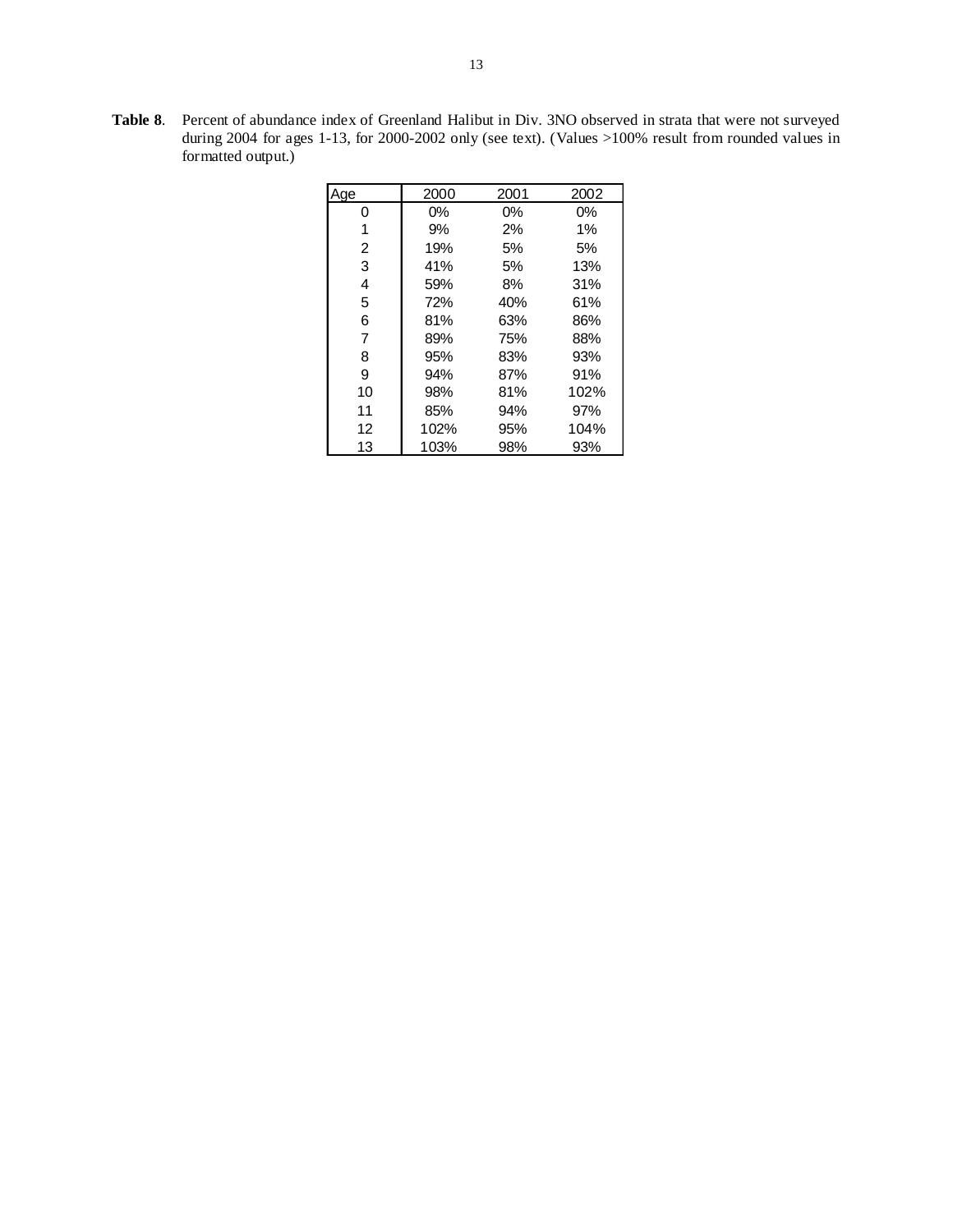**Table 8**. Percent of abundance index of Greenland Halibut in Div. 3NO observed in strata that were not surveyed during 2004 for ages 1-13, for 2000-2002 only (see text). (Values >100% result from rounded values in formatted output.)

| Age | 2000 | 2001 | 2002 |
|---|---|---|---|
| 0 | 0% | 0% | 0% |
| 1 | 9% | 2% | 1% |
| 2 | 19% | 5% | 5% |
| 3 | 41% | 5% | 13% |
| 4 | 59% | 8% | 31% |
| 5 | 72% | 40% | 61% |
| 6 | 81% | 63% | 86% |
| 7 | 89% | 75% | 88% |
| 8 | 95% | 83% | 93% |
| 9 | 94% | 87% | 91% |
| 10 | 98% | 81% | 102% |
| 11 | 85% | 94% | 97% |
| 12 | 102% | 95% | 104% |
| 13 | 103% | 98% | 93% |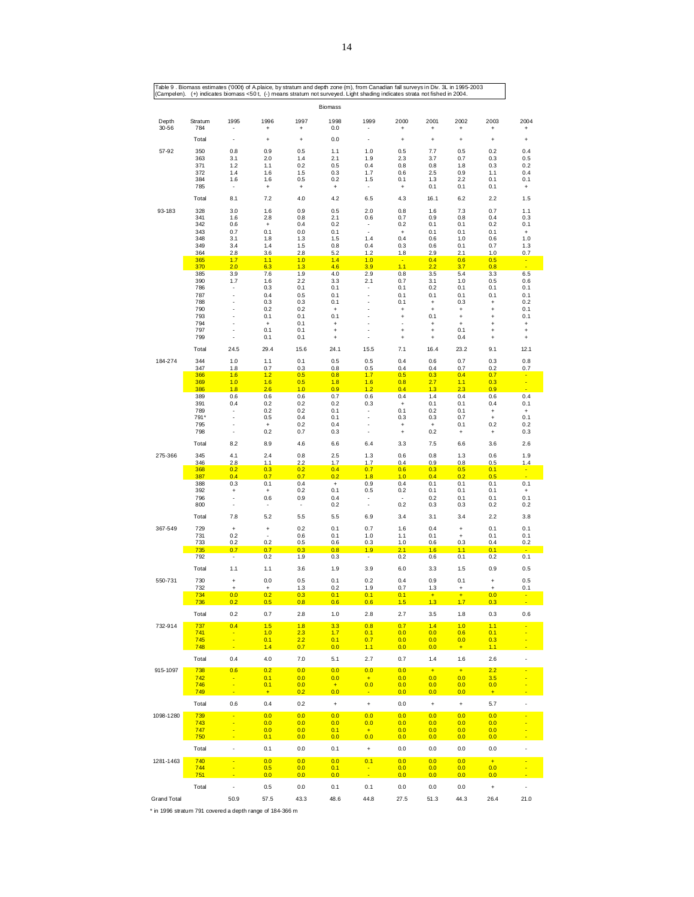Table 9 . Biomass estimates ('000t) of A.plaice, by stratum and depth zone (m), from Canadian fall surveys in Div. 3L in 1995-2003 (Campelen). (+) indicates biomass <50 t, (-) means stratum not surveyed. Light shading indicates strata not fished in 2004.

| Depth | Stratum | 1995 | 1996 | 1997 | 1998 | 1999 | 2000 | 2001 | 2002 | 2003 | 2004 |
|---|---|---|---|---|---|---|---|---|---|---|---|
| | | | | | Biomass | | | | | | |
| 30-56 | 784 | - | + | + | 0.0 | - | + | + | + | + | + |
| | Total | - | + | + | 0.0 | - | + | + | + | + | + |
| 57-92 | 350 | 0.8 | 0.9 | 0.5 | 1.1 | 1.0 | 0.5 | 7.7 | 0.5 | 0.2 | 0.4 |
| | 363 | 3.1 | 2.0 | 1.4 | 2.1 | 1.9 | 2.3 | 3.7 | 0.7 | 0.3 | 0.5 |
| | 371 | 1.2 | 1.1 | 0.2 | 0.5 | 0.4 | 0.8 | 0.8 | 1.8 | 0.3 | 0.2 |
| | 372 | 1.4 | 1.6 | 1.5 | 0.3 | 1.7 | 0.6 | 2.5 | 0.9 | 1.1 | 0.4 |
| | 384 | 1.6 | 1.6 | 0.5 | 0.2 | 1.5 | 0.1 | 1.3 | 2.2 | 0.1 | 0.1 |
| | 785 | - | + | + | + | - | + | 0.1 | 0.1 | 0.1 | + |
| | Total | 8.1 | 7.2 | 4.0 | 4.2 | 6.5 | 4.3 | 16.1 | 6.2 | 2.2 | 1.5 |
| 93-183 | 328 | 3.0 | 1.6 | 0.9 | 0.5 | 2.0 | 0.8 | 1.6 | 7.3 | 0.7 | 1.1 |
| | 341 | 1.6 | 2.8 | 0.8 | 2.1 | 0.6 | 0.7 | 0.9 | 0.8 | 0.4 | 0.3 |
| | 342 | 0.6 | + | 0.4 | 0.2 | - | 0.2 | 0.1 | 0.1 | 0.2 | 0.1 |
| | 343 | 0.7 | 0.1 | 0.0 | 0.1 | - | + | 0.1 | 0.1 | 0.1 | + |
| | 348 | 3.1 | 1.8 | 1.3 | 1.5 | 1.4 | 0.4 | 0.6 | 1.0 | 0.6 | 1.0 |
| | 349 | 3.4 | 1.4 | 1.5 | 0.8 | 0.4 | 0.3 | 0.6 | 0.1 | 0.7 | 1.3 |
| | 364 | 2.8 | 3.6 | 2.8 | 5.2 | 1.2 | 1.8 | 2.9 | 2.1 | 1.0 | 0.7 |
| | 365 | 1.7 | 1.1 | 1.0 | 1.4 | 1.0 | - | 0.4 | 0.6 | 0.5 | - |
| | 370 | 2.0 | 6.3 | 1.3 | 4.6 | 3.9 | 1.1 | 2.2 | 3.7 | 0.8 | - |
| | 385 | 3.9 | 7.6 | 1.9 | 4.0 | 2.9 | 0.8 | 3.5 | 5.4 | 3.3 | 6.5 |
| | 390 | 1.7 | 1.6 | 2.2 | 3.3 | 2.1 | 0.7 | 3.1 | 1.0 | 0.5 | 0.6 |
| | 786 | - | 0.3 | 0.1 | 0.1 | - | 0.1 | 0.2 | 0.1 | 0.1 | 0.1 |
| | 787 | - | 0.4 | 0.5 | 0.1 | - | 0.1 | 0.1 | 0.1 | 0.1 | 0.1 |
| | 788 | - | 0.3 | 0.3 | 0.1 | - | 0.1 | + | 0.3 | + | 0.2 |
| | 790 | - | 0.2 | 0.2 | + | - | + | + | + | + | 0.1 |
| | 793 | - | 0.1 | 0.1 | 0.1 | - | + | 0.1 | + | + | 0.1 |
| | 794 | - | + | 0.1 | + | - | - | + | + | + | + |
| | 797 | - | 0.1 | 0.1 | + | - | + | + | 0.1 | + | + |
| | 799 | - | 0.1 | 0.1 | + | - | + | + | 0.4 | + | + |
| | Total | 24.5 | 29.4 | 15.6 | 24.1 | 15.5 | 7.1 | 16.4 | 23.2 | 9.1 | 12.1 |
| 184-274 | 344 | 1.0 | 1.1 | 0.1 | 0.5 | 0.5 | 0.4 | 0.6 | 0.7 | 0.3 | 0.8 |
| | 347 | 1.8 | 0.7 | 0.3 | 0.8 | 0.5 | 0.4 | 0.4 | 0.7 | 0.2 | 0.7 |
| | 366 | 1.6 | 1.2 | 0.5 | 0.8 | 1.7 | 0.5 | 0.3 | 0.4 | 0.7 | - |
| | 369 | 1.0 | 1.6 | 0.5 | 1.8 | 1.6 | 0.8 | 2.7 | 1.1 | 0.3 | - |
| | 386 | 1.8 | 2.6 | 1.0 | 0.9 | 1.2 | 0.4 | 1.3 | 2.3 | 0.9 | - |
| | 389 | 0.6 | 0.6 | 0.6 | 0.7 | 0.6 | 0.4 | 1.4 | 0.4 | 0.6 | 0.4 |
| | 391 | 0.4 | 0.2 | 0.2 | 0.2 | 0.3 | + | 0.1 | 0.1 | 0.4 | 0.1 |
| | 789 | - | 0.2 | 0.2 | 0.1 | - | 0.1 | 0.2 | 0.1 | + | + |
| | 791* | - | 0.5 | 0.4 | 0.1 | - | 0.3 | 0.3 | 0.7 | + | 0.1 |
| | 795 | - | + | 0.2 | 0.4 | - | + | + | 0.1 | 0.2 | 0.2 |
| | 798 | - | 0.2 | 0.7 | 0.3 | - | + | 0.2 | + | + | 0.3 |
| | Total | 8.2 | 8.9 | 4.6 | 6.6 | 6.4 | 3.3 | 7.5 | 6.6 | 3.6 | 2.6 |
| 275-366 | 345 | 4.1 | 2.4 | 0.8 | 2.5 | 1.3 | 0.6 | 0.8 | 1.3 | 0.6 | 1.9 |
| | 346 | 2.8 | 1.1 | 2.2 | 1.7 | 1.7 | 0.4 | 0.9 | 0.8 | 0.5 | 1.4 |
| | 368 | 0.2 | 0.3 | 0.2 | 0.4 | 0.7 | 0.6 | 0.3 | 0.5 | 0.1 | - |
| | 387 | 0.4 | 0.7 | 0.7 | 0.2 | 1.8 | 1.0 | 0.4 | 0.2 | 0.5 | - |
| | 388 | 0.3 | 0.1 | 0.4 | + | 0.9 | 0.4 | 0.1 | 0.1 | 0.1 | 0.1 |
| | 392 | + | + | 0.2 | 0.1 | 0.5 | 0.2 | 0.1 | 0.1 | 0.1 | + |
| | 796 | - | 0.6 | 0.9 | 0.4 | - | - | 0.2 | 0.1 | 0.1 | 0.1 |
| | 800 | - | - | - | 0.2 | - | 0.2 | 0.3 | 0.3 | 0.2 | 0.2 |
| | Total | 7.8 | 5.2 | 5.5 | 5.5 | 6.9 | 3.4 | 3.1 | 3.4 | 2.2 | 3.8 |
| 367-549 | 729 | + | + | 0.2 | 0.1 | 0.7 | 1.6 | 0.4 | + | 0.1 | 0.1 |
| | 731 | 0.2 | - | 0.6 | 0.1 | 1.0 | 1.1 | 0.1 | + | 0.1 | 0.1 |
| | 733 | 0.2 | 0.2 | 0.5 | 0.6 | 0.3 | 1.0 | 0.6 | 0.3 | 0.4 | 0.2 |
| | 735 | 0.7 | 0.7 | 0.3 | 0.8 | 1.9 | 2.1 | 1.6 | 1.1 | 0.1 | - |
| | 792 | - | 0.2 | 1.9 | 0.3 | - | 0.2 | 0.6 | 0.1 | 0.2 | 0.1 |
| | Total | 1.1 | 1.1 | 3.6 | 1.9 | 3.9 | 6.0 | 3.3 | 1.5 | 0.9 | 0.5 |
| 550-731 | 730 | + | 0.0 | 0.5 | 0.1 | 0.2 | 0.4 | 0.9 | 0.1 | + | 0.5 |
| | 732 | + | + | 1.3 | 0.2 | 1.9 | 0.7 | 1.3 | + | + | 0.1 |
| | 734 | 0.0 | 0.2 | 0.3 | 0.1 | 0.1 | 0.1 | + | + | 0.0 | - |
| | 736 | 0.2 | 0.5 | 0.8 | 0.6 | 0.6 | 1.5 | 1.3 | 1.7 | 0.3 | - |
| | Total | 0.2 | 0.7 | 2.8 | 1.0 | 2.8 | 2.7 | 3.5 | 1.8 | 0.3 | 0.6 |
| 732-914 | 737 | 0.4 | 1.5 | 1.8 | 3.3 | 0.8 | 0.7 | 1.4 | 1.0 | 1.1 | - |
| | 741 | - | 1.0 | 2.3 | 1.7 | 0.1 | 0.0 | 0.0 | 0.6 | 0.1 | - |
| | 745 | - | 0.1 | 2.2 | 0.1 | 0.7 | 0.0 | 0.0 | 0.0 | 0.3 | - |
| | 748 | - | 1.4 | 0.7 | 0.0 | 1.1 | 0.0 | 0.0 | + | 1.1 | - |
| | Total | 0.4 | 4.0 | 7.0 | 5.1 | 2.7 | 0.7 | 1.4 | 1.6 | 2.6 | - |
| 915-1097 | 738 | 0.6 | 0.2 | 0.0 | 0.0 | 0.0 | 0.0 | + | + | 2.2 | - |
| | 742 | - | 0.1 | 0.0 | 0.0 | + | 0.0 | 0.0 | 0.0 | 3.5 | - |
| | 746 | - | 0.1 | 0.0 | + | 0.0 | 0.0 | 0.0 | 0.0 | 0.0 | - |
| | 749 | - | + | 0.2 | 0.0 | - | 0.0 | 0.0 | 0.0 | + | - |
| | Total | 0.6 | 0.4 | 0.2 | + | + | 0.0 | + | + | 5.7 | - |
| 1098-1280 | 739 | - | 0.0 | 0.0 | 0.0 | 0.0 | 0.0 | 0.0 | 0.0 | 0.0 | - |
| | 743 | - | 0.0 | 0.0 | 0.0 | 0.0 | 0.0 | 0.0 | 0.0 | 0.0 | - |
| | 747 | - | 0.0 | 0.0 | 0.1 | + | 0.0 | 0.0 | 0.0 | 0.0 | - |
| | 750 | - | 0.1 | 0.0 | 0.0 | 0.0 | 0.0 | 0.0 | 0.0 | 0.0 | - |
| | Total | - | 0.1 | 0.0 | 0.1 | + | 0.0 | 0.0 | 0.0 | 0.0 | - |
| 1281-1463 | 740 | - | 0.0 | 0.0 | 0.0 | 0.1 | 0.0 | 0.0 | 0.0 | + | - |
| | 744 | - | 0.5 | 0.0 | 0.1 | - | 0.0 | 0.0 | 0.0 | 0.0 | - |
| | 751 | - | 0.0 | 0.0 | 0.0 | - | 0.0 | 0.0 | 0.0 | 0.0 | - |
| | Total | - | 0.5 | 0.0 | 0.1 | 0.1 | 0.0 | 0.0 | 0.0 | + | - |
| Grand Total | | 50.9 | 57.5 | 43.3 | 48.6 | 44.8 | 27.5 | 51.3 | 44.3 | 26.4 | 21.0 |

\* in 1996 stratum 791 covered a depth range of 184-366 m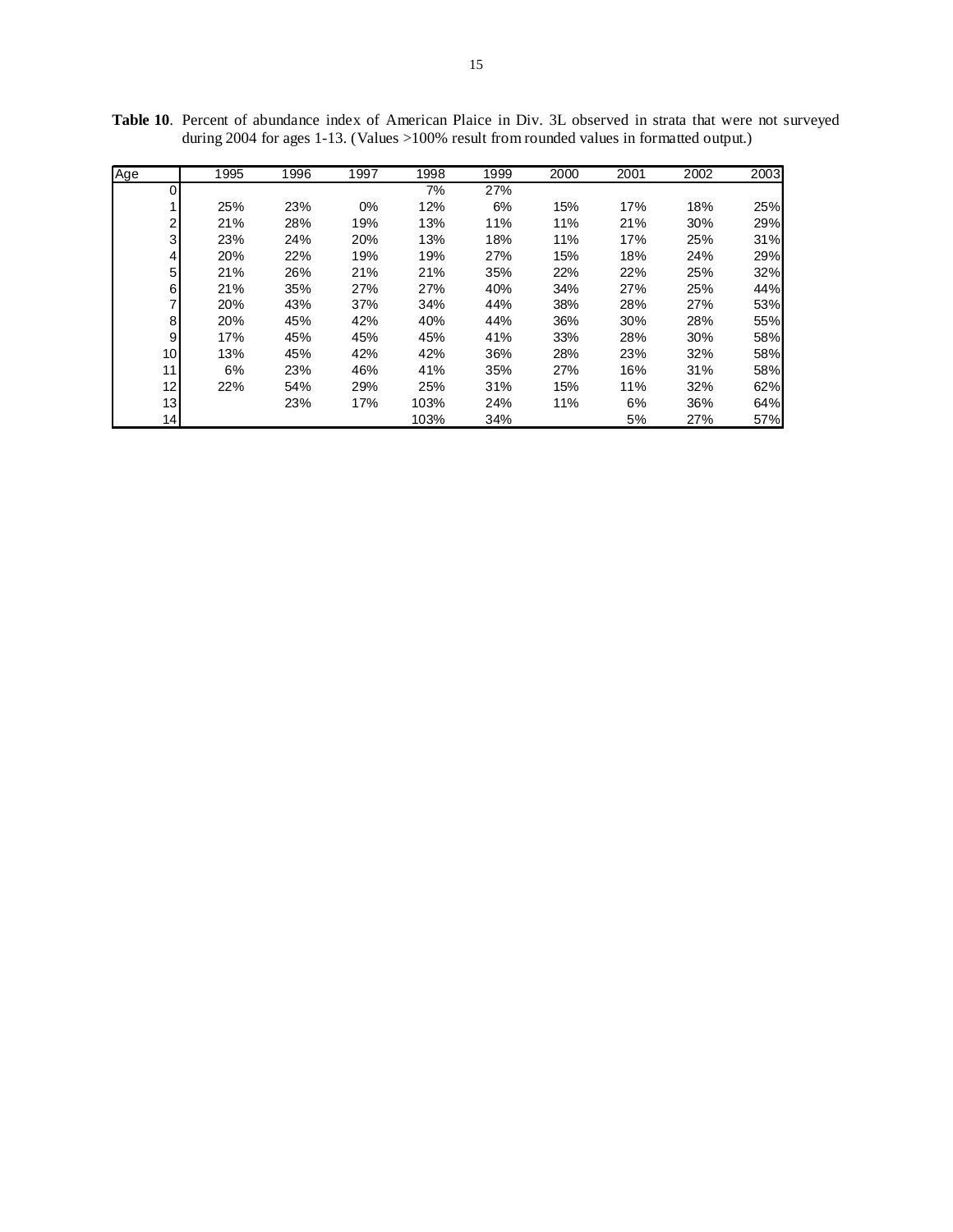**Table 10**. Percent of abundance index of American Plaice in Div. 3L observed in strata that were not surveyed during 2004 for ages 1-13. (Values >100% result from rounded values in formatted output.)

| Age | 1995 | 1996 | 1997 | 1998 | 1999 | 2000 | 2001 | 2002 | 2003 |
|---|---|---|---|---|---|---|---|---|---|
| 0 | | | | 7% | 27% | | | | |
| 1 | 25% | 23% | 0% | 12% | 6% | 15% | 17% | 18% | 25% |
| 2 | 21% | 28% | 19% | 13% | 11% | 11% | 21% | 30% | 29% |
| 3 | 23% | 24% | 20% | 13% | 18% | 11% | 17% | 25% | 31% |
| 4 | 20% | 22% | 19% | 19% | 27% | 15% | 18% | 24% | 29% |
| 5 | 21% | 26% | 21% | 21% | 35% | 22% | 22% | 25% | 32% |
| 6 | 21% | 35% | 27% | 27% | 40% | 34% | 27% | 25% | 44% |
| 7 | 20% | 43% | 37% | 34% | 44% | 38% | 28% | 27% | 53% |
| 8 | 20% | 45% | 42% | 40% | 44% | 36% | 30% | 28% | 55% |
| 9 | 17% | 45% | 45% | 45% | 41% | 33% | 28% | 30% | 58% |
| 10 | 13% | 45% | 42% | 42% | 36% | 28% | 23% | 32% | 58% |
| 11 | 6% | 23% | 46% | 41% | 35% | 27% | 16% | 31% | 58% |
| 12 | 22% | 54% | 29% | 25% | 31% | 15% | 11% | 32% | 62% |
| 13 | | 23% | 17% | 103% | 24% | 11% | 6% | 36% | 64% |
| 14 | | | | 103% | 34% | | 5% | 27% | 57% |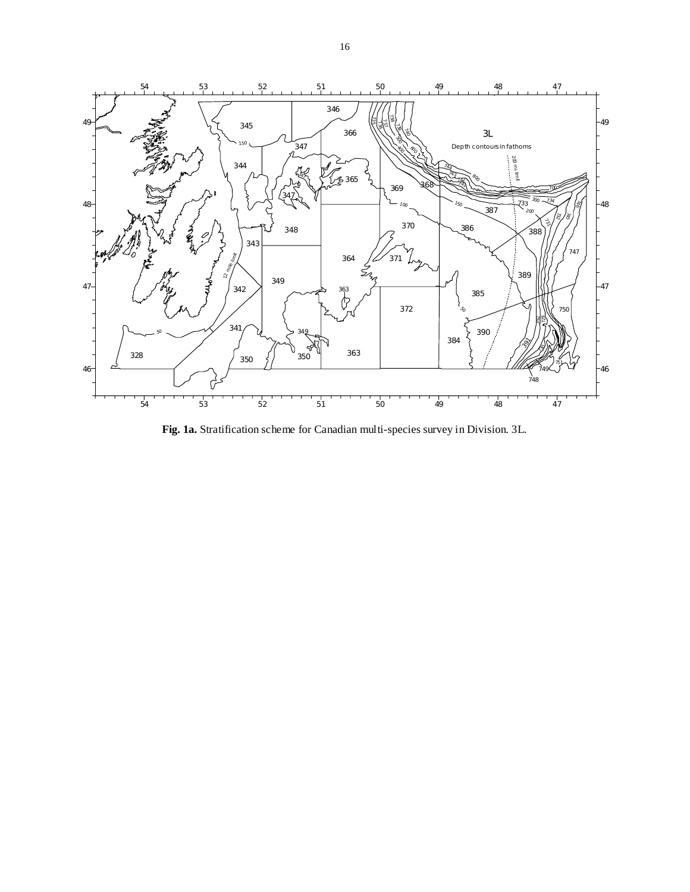**Fig. 1a.** Stratification scheme for Canadian multi-species survey in Division. 3L.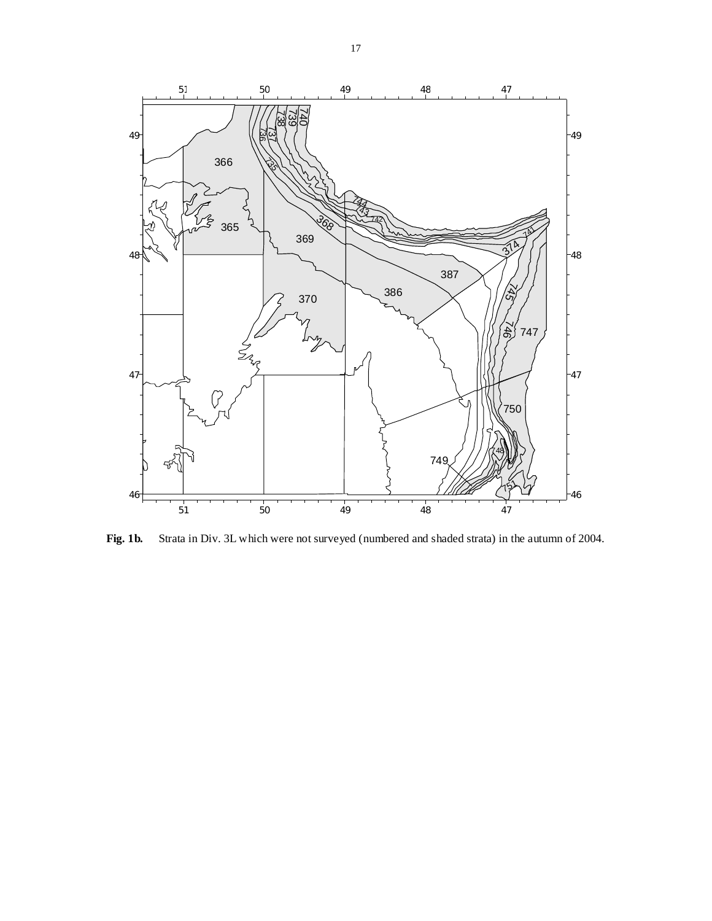**Fig. 1b.** Strata in Div. 3L which were not surveyed (numbered and shaded strata) in the autumn of 2004.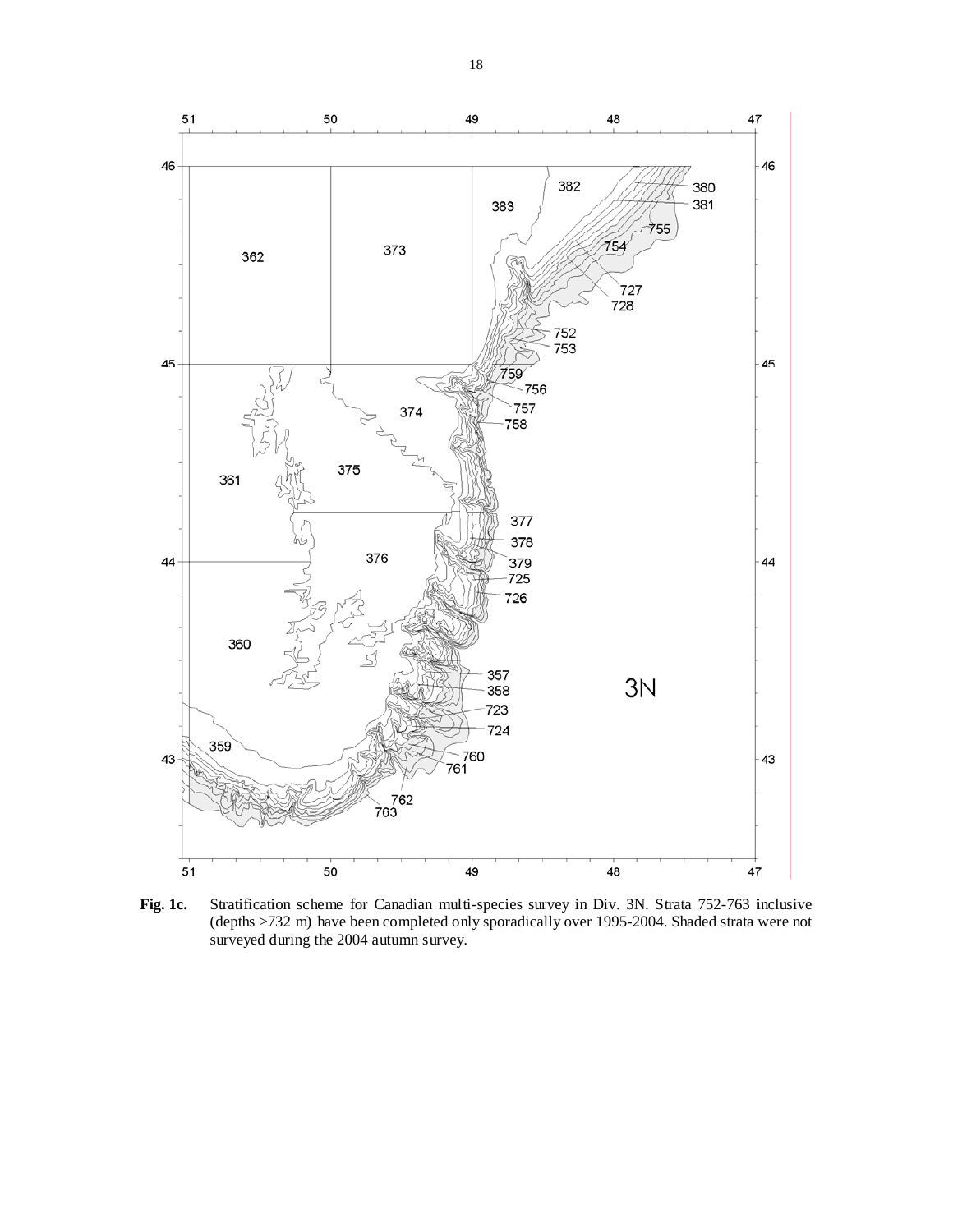**Fig. 1c.** Stratification scheme for Canadian multi-species survey in Div. 3N. Strata 752-763 inclusive (depths >732 m) have been completed only sporadically over 1995-2004. Shaded strata were not surveyed during the 2004 autumn survey.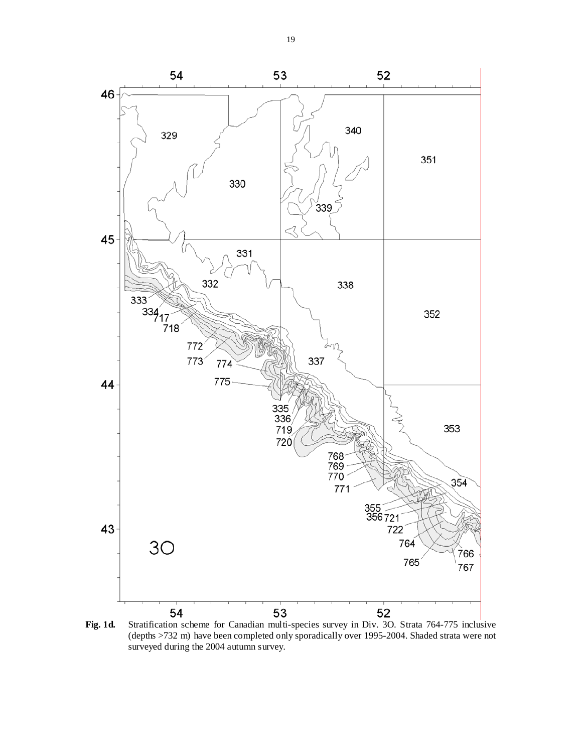**Fig. 1d.** Stratification scheme for Canadian multi-species survey in Div. 3O. Strata 764-775 inclusive (depths >732 m) have been completed only sporadically over 1995-2004. Shaded strata were not surveyed during the 2004 autumn survey.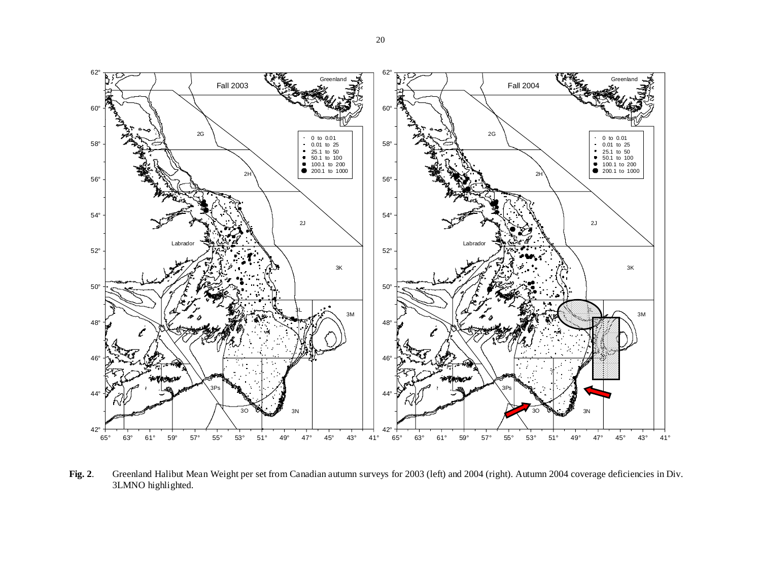**Fig. 2**. Greenland Halibut Mean Weight per set from Canadian autumn surveys for 2003 (left) and 2004 (right). Autumn 2004 coverage deficiencies in Div. 3LMNO highlighted.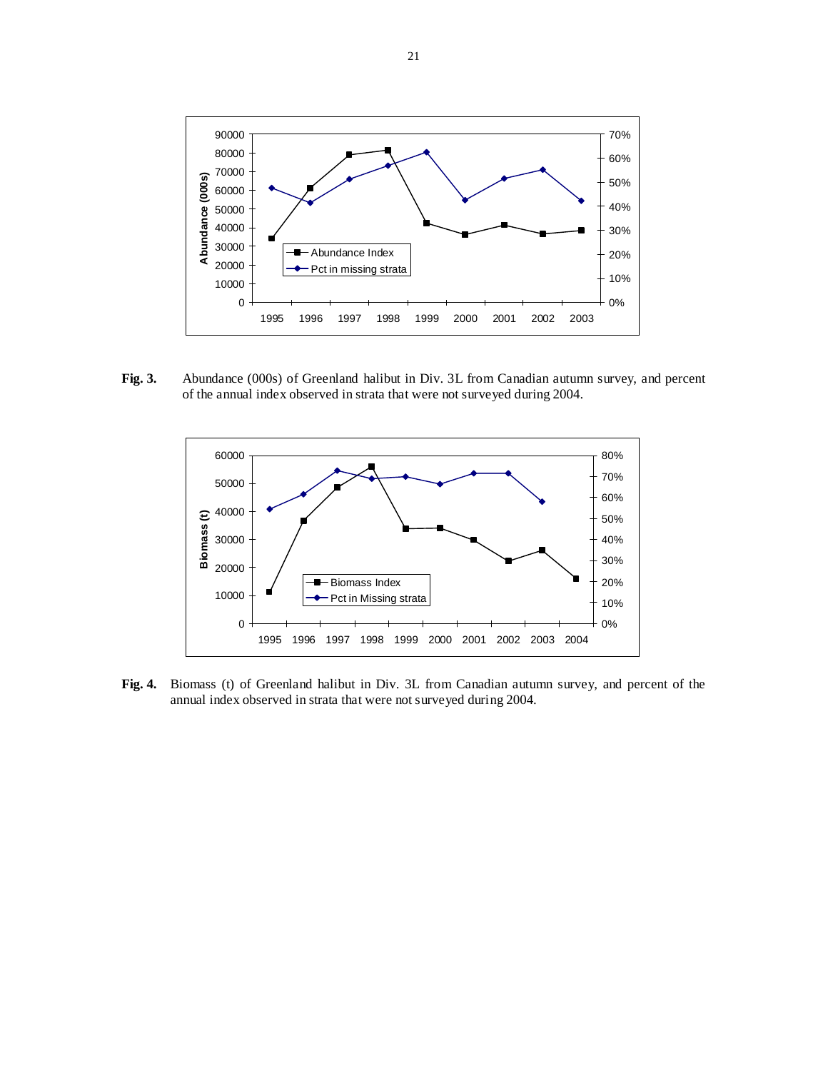**Fig. 3.** Abundance (000s) of Greenland halibut in Div. 3L from Canadian autumn survey, and percent of the annual index observed in strata that were not surveyed during 2004.

**Fig. 4.** Biomass (t) of Greenland halibut in Div. 3L from Canadian autumn survey, and percent of the annual index observed in strata that were not surveyed during 2004.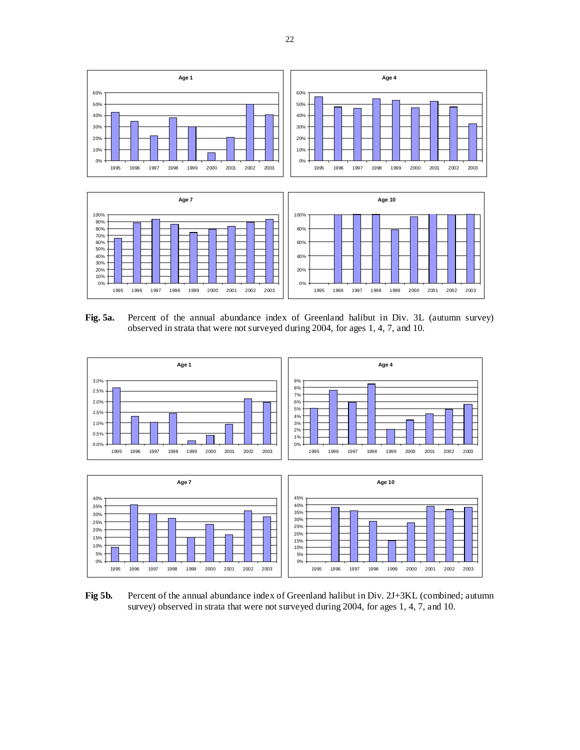**Fig. 5a.** Percent of the annual abundance index of Greenland halibut in Div. 3L (autumn survey) observed in strata that were not surveyed during 2004, for ages 1, 4, 7, and 10.

**Fig 5b.** Percent of the annual abundance index of Greenland halibut in Div. 2J+3KL (combined; autumn survey) observed in strata that were not surveyed during 2004, for ages 1, 4, 7, and 10.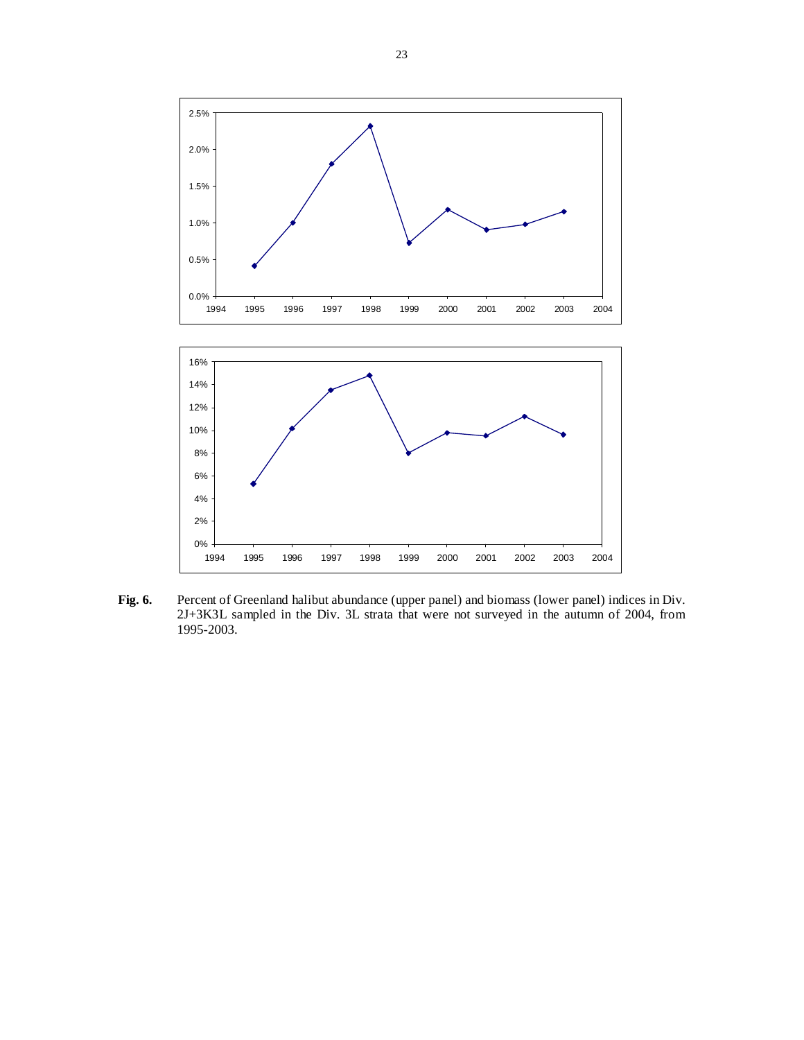**Fig. 6.** Percent of Greenland halibut abundance (upper panel) and biomass (lower panel) indices in Div. 2J+3K3L sampled in the Div. 3L strata that were not surveyed in the autumn of 2004, from 1995-2003.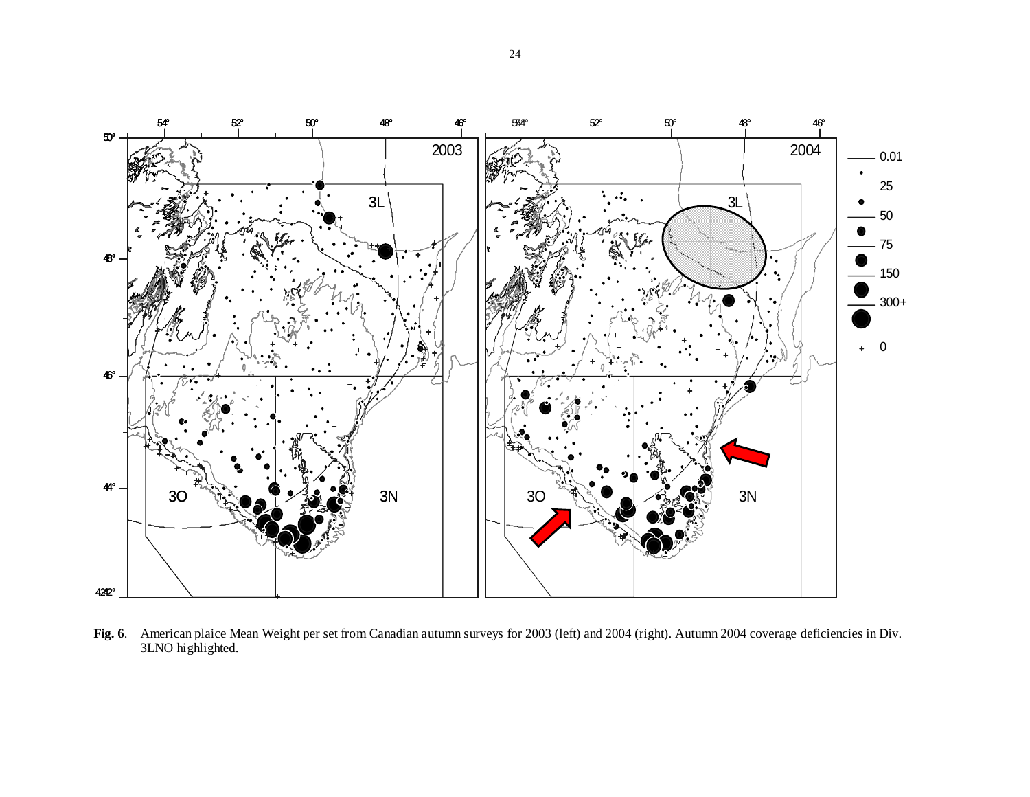**Fig. 6**. American plaice Mean Weight per set from Canadian autumn surveys for 2003 (left) and 2004 (right). Autumn 2004 coverage deficiencies in Div. 3LNO highlighted.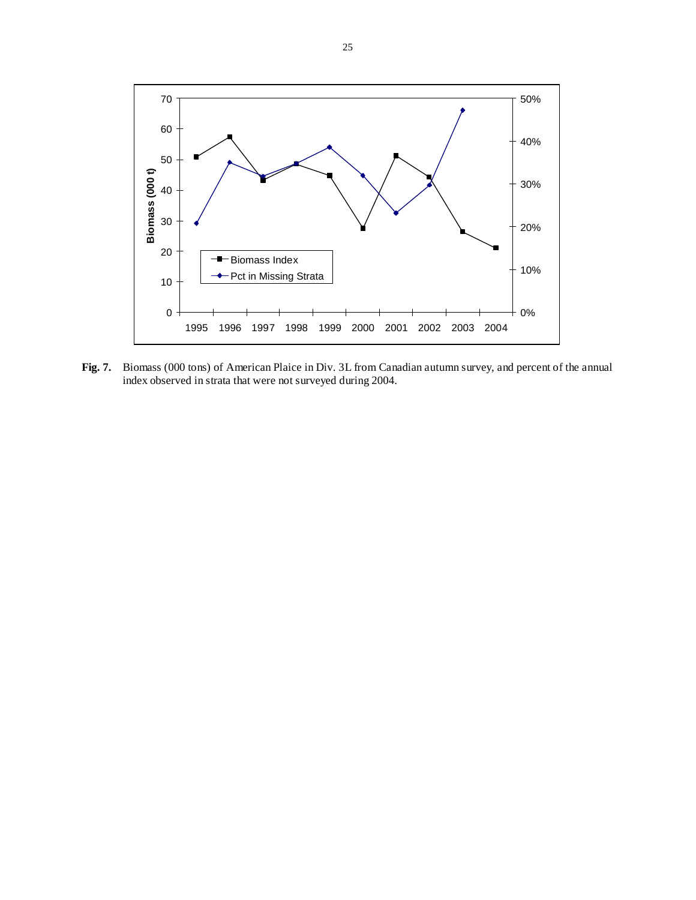**Fig. 7.** Biomass (000 tons) of American Plaice in Div. 3L from Canadian autumn survey, and percent of the annual index observed in strata that were not surveyed during 2004.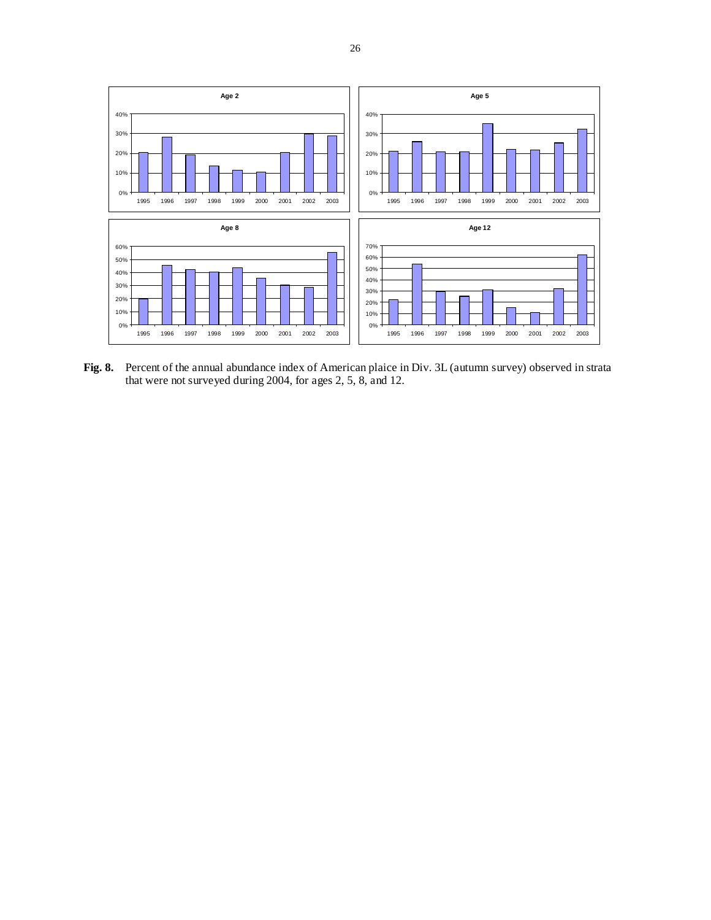**Fig. 8.** Percent of the annual abundance index of American plaice in Div. 3L (autumn survey) observed in strata that were not surveyed during 2004, for ages 2, 5, 8, and 12.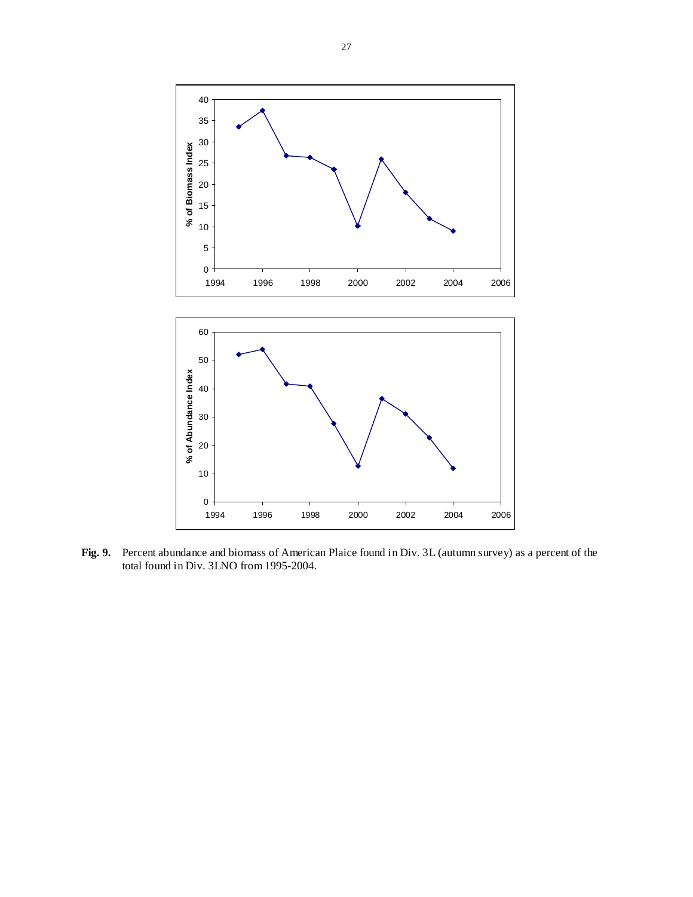**Fig. 9.** Percent abundance and biomass of American Plaice found in Div. 3L (autumn survey) as a percent of the total found in Div. 3LNO from 1995-2004.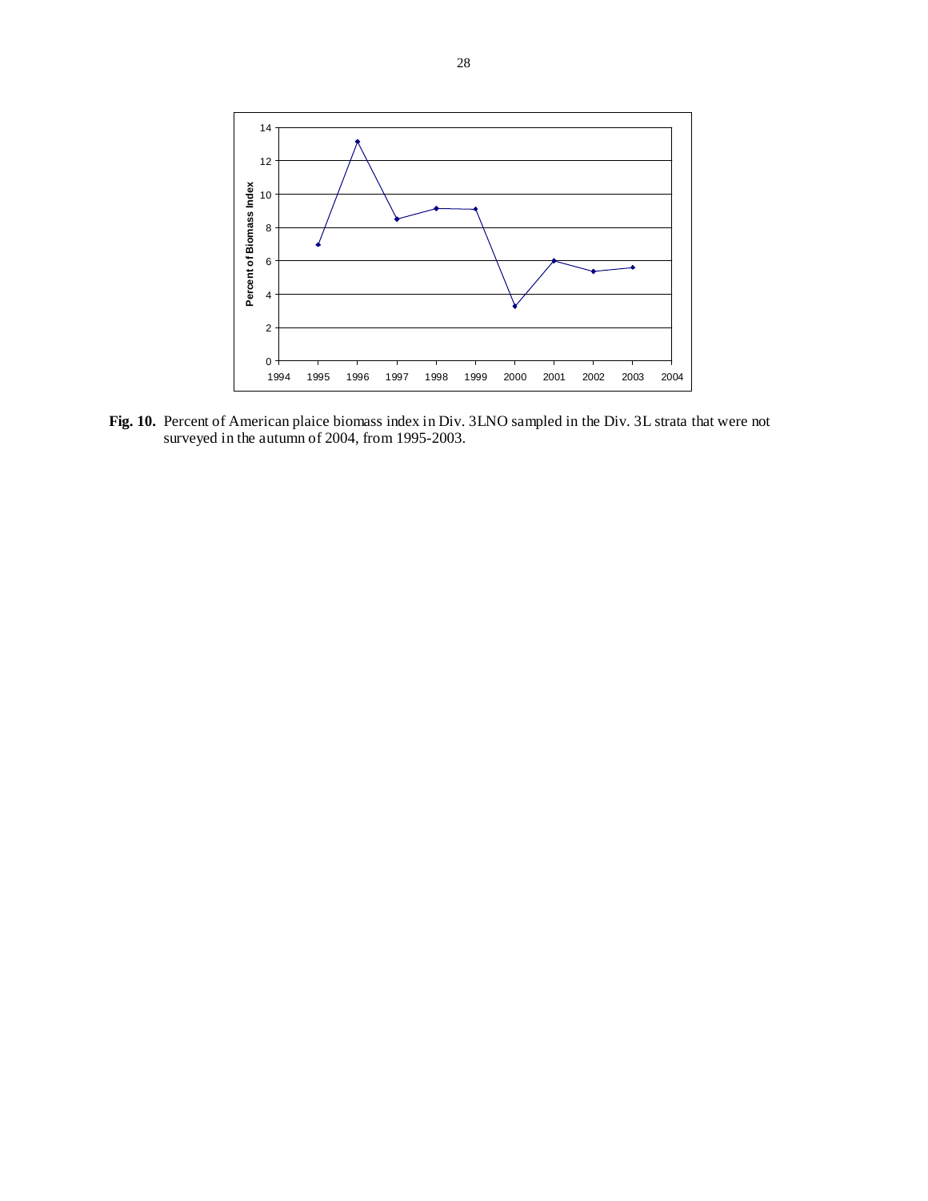14

12

10

8

6

4

2

0

Percent of Biomass Index

1994 1995 1996 1997 1998 1999 2000 2001 2002 2003 2004

**Fig. 10.** Percent of American plaice biomass index in Div. 3LNO sampled in the Div. 3L strata that were not surveyed in the autumn of 2004, from 1995-2003.